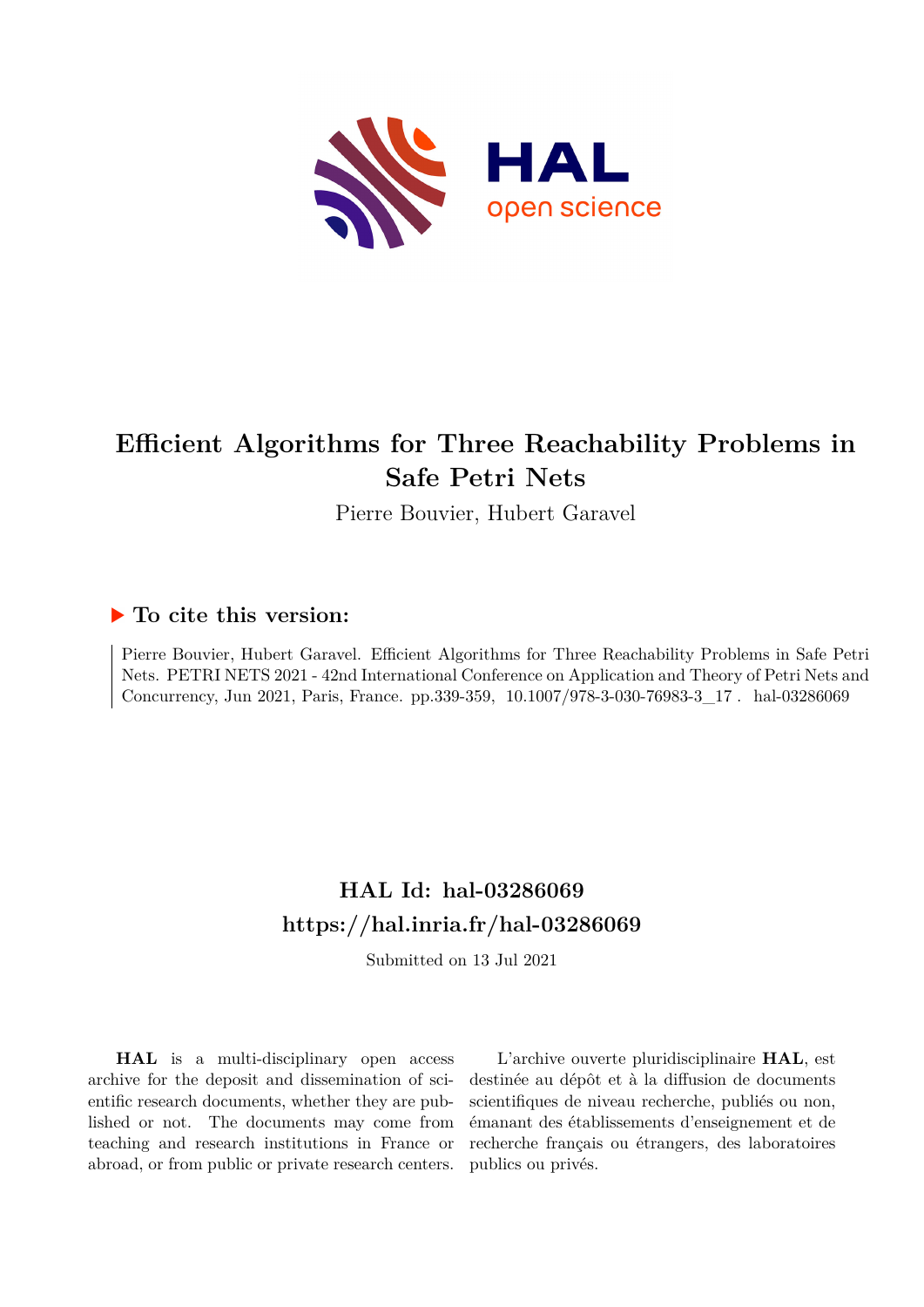# Efficient Algorithms for Three Reachability Problems in Safe Petri Nets

Pierre Bouvier, Hubert Garavel

## To cite this version:

Pierre Bouvier, Hubert Garavel. Efficient Algorithms for Three Reachability Problems in Safe Petri Nets. PETRI NETS 2021 - 42nd International Conference on Application and Theory of Petri Nets and Concurrency, Jun 2021, Paris, France. pp.339-359, 10.1007/978-3-030-76983-3_17 . hal-03286069

## HAL Id: hal-03286069
## https://hal.inria.fr/hal-03286069

Submitted on 13 Jul 2021

**HAL** is a multi-disciplinary open access archive for the deposit and dissemination of scientific research documents, whether they are published or not. The documents may come from teaching and research institutions in France or abroad, or from public or private research centers.

L'archive ouverte pluridisciplinaire **HAL**, est destinée au dépôt et à la diffusion de documents scientifiques de niveau recherche, publiés ou non, émanant des établissements d'enseignement et de recherche français ou étrangers, des laboratoires publics ou privés.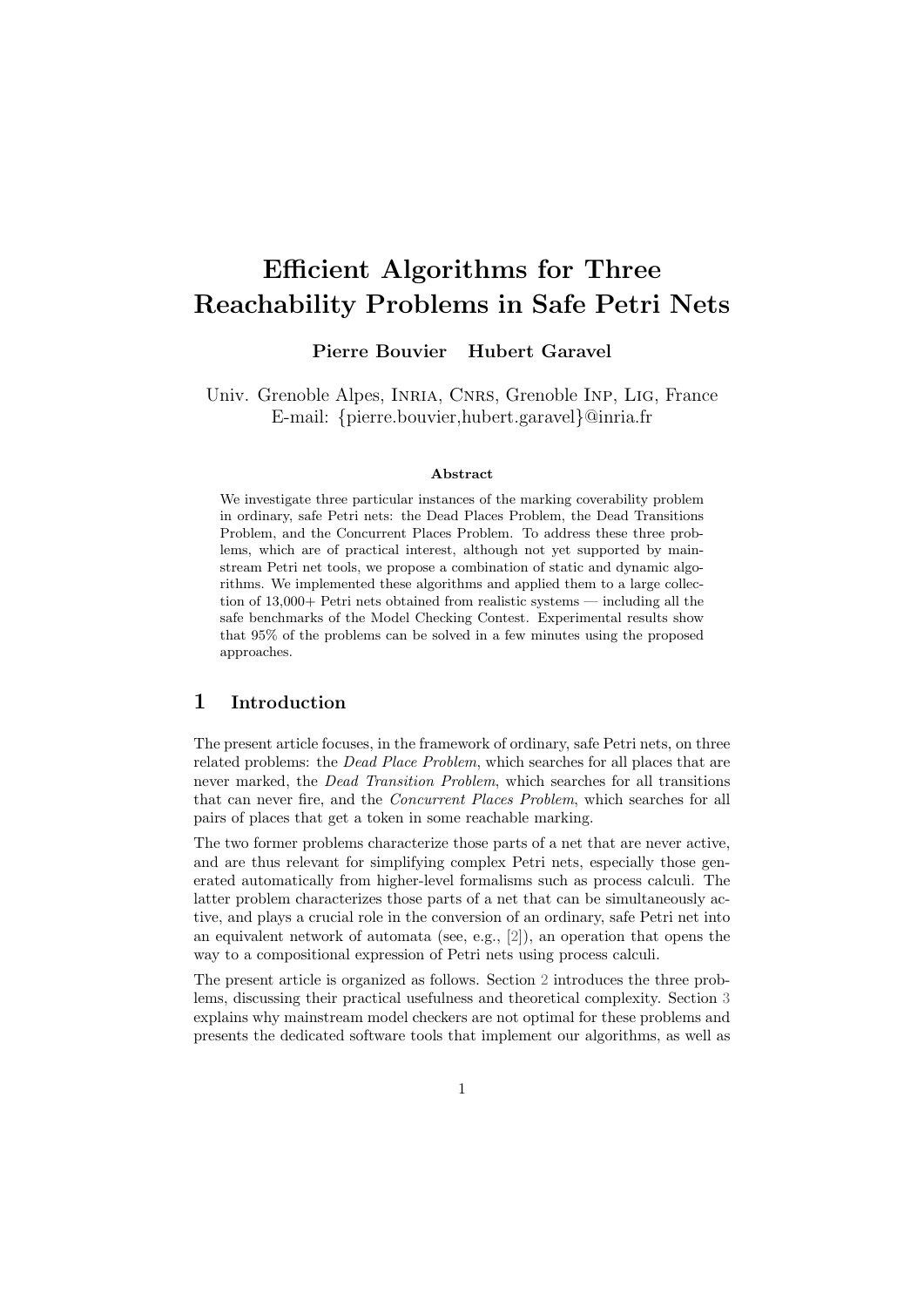# Efficient Algorithms for Three Reachability Problems in Safe Petri Nets

**Pierre Bouvier    Hubert Garavel**

Univ. Grenoble Alpes, Inria, Cnrs, Grenoble Inp, Lig, France
E-mail: {pierre.bouvier,hubert.garavel}@inria.fr

#### Abstract

We investigate three particular instances of the marking coverability problem in ordinary, safe Petri nets: the Dead Places Problem, the Dead Transitions Problem, and the Concurrent Places Problem. To address these three problems, which are of practical interest, although not yet supported by mainstream Petri net tools, we propose a combination of static and dynamic algorithms. We implemented these algorithms and applied them to a large collection of 13,000+ Petri nets obtained from realistic systems — including all the safe benchmarks of the Model Checking Contest. Experimental results show that 95% of the problems can be solved in a few minutes using the proposed approaches.

## 1 Introduction

The present article focuses, in the framework of ordinary, safe Petri nets, on three related problems: the *Dead Place Problem*, which searches for all places that are never marked, the *Dead Transition Problem*, which searches for all transitions that can never fire, and the *Concurrent Places Problem*, which searches for all pairs of places that get a token in some reachable marking.

The two former problems characterize those parts of a net that are never active, and are thus relevant for simplifying complex Petri nets, especially those generated automatically from higher-level formalisms such as process calculi. The latter problem characterizes those parts of a net that can be simultaneously active, and plays a crucial role in the conversion of an ordinary, safe Petri net into an equivalent network of automata (see, e.g., [2]), an operation that opens the way to a compositional expression of Petri nets using process calculi.

The present article is organized as follows. Section 2 introduces the three problems, discussing their practical usefulness and theoretical complexity. Section 3 explains why mainstream model checkers are not optimal for these problems and presents the dedicated software tools that implement our algorithms, as well as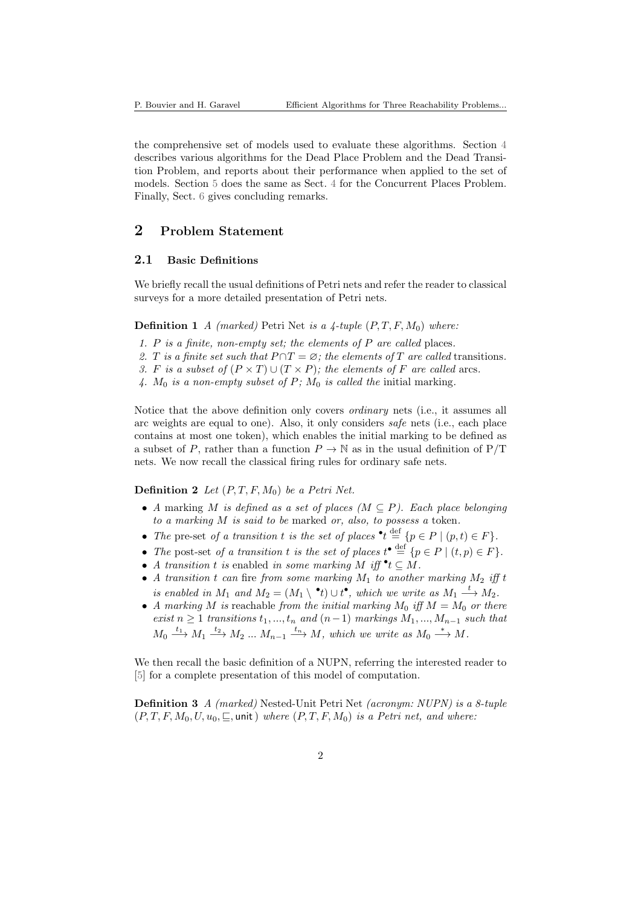the comprehensive set of models used to evaluate these algorithms. Section 4 describes various algorithms for the Dead Place Problem and the Dead Transition Problem, and reports about their performance when applied to the set of models. Section 5 does the same as Sect. 4 for the Concurrent Places Problem. Finally, Sect. 6 gives concluding remarks.

## 2 Problem Statement

### 2.1 Basic Definitions

We briefly recall the usual definitions of Petri nets and refer the reader to classical surveys for a more detailed presentation of Petri nets.

**Definition 1** *A (marked)* Petri Net *is a 4-tuple* $(P, T, F, M_0)$ *where:*

1. *$P$ is a finite, non-empty set; the elements of $P$ are called* places.
2. *$T$ is a finite set such that $P \cap T = \varnothing$; the elements of $T$ are called* transitions.
3. *$F$ is a subset of $(P \times T) \cup (T \times P)$; the elements of $F$ are called* arcs.
4. *$M_0$ is a non-empty subset of $P$; $M_0$ is called the* initial marking.

Notice that the above definition only covers *ordinary* nets (i.e., it assumes all arc weights are equal to one). Also, it only considers *safe* nets (i.e., each place contains at most one token), which enables the initial marking to be defined as a subset of $P$, rather than a function $P \to \mathbb{N}$ as in the usual definition of P/T nets. We now recall the classical firing rules for ordinary safe nets.

**Definition 2** *Let* $(P, T, F, M_0)$ *be a Petri Net.*

- *A* marking *$M$ is defined as a set of places ($M \subseteq P$). Each place belonging to a marking $M$ is said to be* marked *or, also, to possess a* token.
- *The* pre-set *of a transition $t$ is the set of places* $^\bullet t \stackrel{\text{def}}{=} \{p \in P \mid (p, t) \in F\}$.
- *The* post-set *of a transition $t$ is the set of places* $t^\bullet \stackrel{\text{def}}{=} \{p \in P \mid (t, p) \in F\}$.
- *A transition $t$ is* enabled *in some marking $M$ iff* $^\bullet t \subseteq M$.
- *A transition $t$* can fire *from some marking $M_1$ to another marking $M_2$ iff $t$ is enabled in $M_1$ and $M_2 = (M_1 \setminus {}^\bullet t) \cup t^\bullet$, which we write as* $M_1 \xrightarrow{t} M_2$.
- *A marking $M$ is* reachable *from the initial marking $M_0$ iff $M = M_0$ or there exist $n \geq 1$ transitions $t_1, ..., t_n$ and $(n-1)$ markings $M_1, ..., M_{n-1}$ such that* $M_0 \xrightarrow{t_1} M_1 \xrightarrow{t_2} M_2 \; ... \; M_{n-1} \xrightarrow{t_n} M$, *which we write as* $M_0 \xrightarrow{*} M$.

We then recall the basic definition of a NUPN, referring the interested reader to [5] for a complete presentation of this model of computation.

**Definition 3** *A (marked)* Nested-Unit Petri Net *(acronym: NUPN) is a 8-tuple* $(P, T, F, M_0, U, u_0, \sqsubseteq, \mathsf{unit})$ *where* $(P, T, F, M_0)$ *is a Petri net, and where:*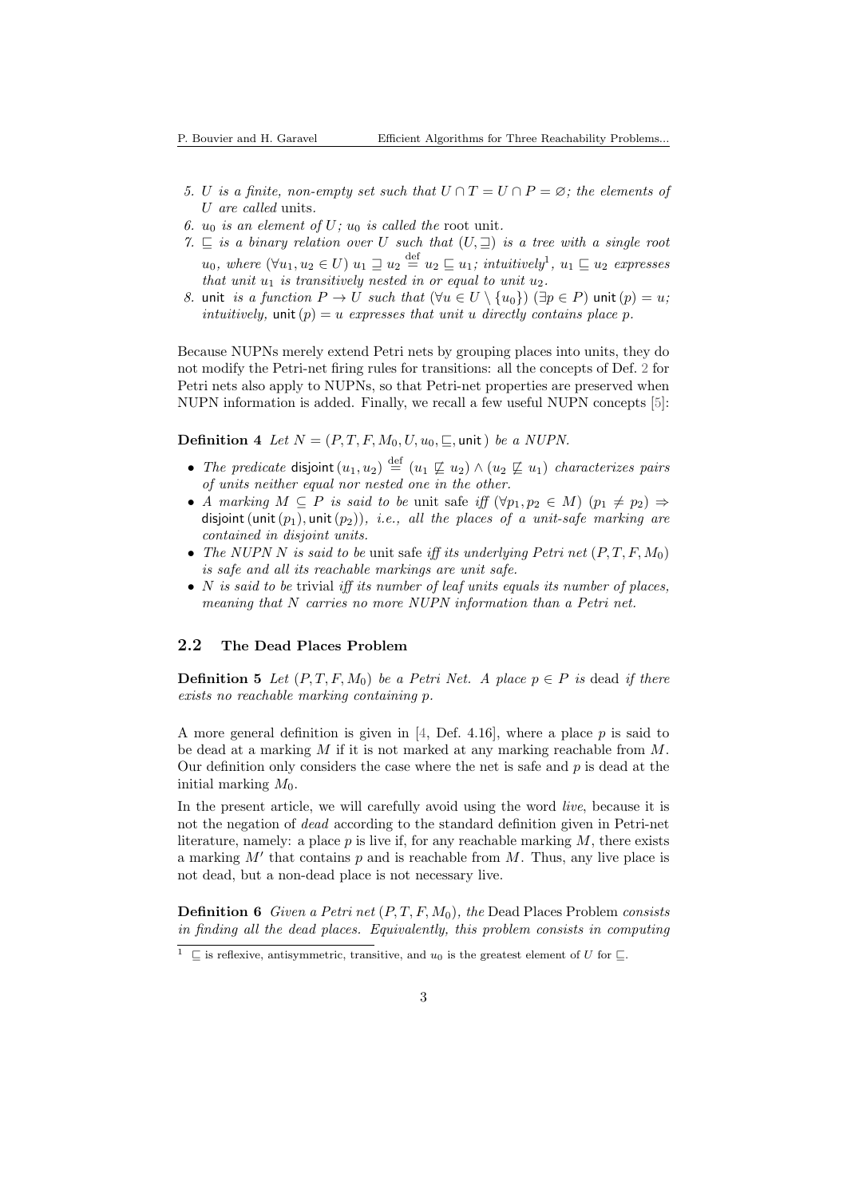5. $U$ *is a finite, non-empty set such that* $U \cap T = U \cap P = \varnothing$*; the elements of* $U$ *are called* units.
6. $u_0$ *is an element of* $U$*;* $u_0$ *is called the* root unit.
7. $\sqsubseteq$ *is a binary relation over* $U$ *such that* $(U, \sqsupseteq)$ *is a tree with a single root* $u_0$*, where* $(\forall u_1, u_2 \in U)\ u_1 \sqsupseteq u_2 \stackrel{\text{def}}{=} u_2 \sqsubseteq u_1$*; intuitively*[1]*,* $u_1 \sqsubseteq u_2$ *expresses that unit* $u_1$ *is transitively nested in or equal to unit* $u_2$*.*
8. $\mathsf{unit}$ *is a function* $P \to U$ *such that* $(\forall u \in U \setminus \{u_0\})\ (\exists p \in P)\ \mathsf{unit}(p) = u$*; intuitively,* $\mathsf{unit}(p) = u$ *expresses that unit* $u$ *directly contains place* $p$*.*

Because NUPNs merely extend Petri nets by grouping places into units, they do not modify the Petri-net firing rules for transitions: all the concepts of Def. 2 for Petri nets also apply to NUPNs, so that Petri-net properties are preserved when NUPN information is added. Finally, we recall a few useful NUPN concepts [5]:

**Definition 4** *Let* $N = (P, T, F, M_0, U, u_0, \sqsubseteq, \mathsf{unit})$ *be a NUPN.*

- *The predicate* $\mathsf{disjoint}(u_1, u_2) \stackrel{\text{def}}{=} (u_1 \not\sqsubseteq u_2) \wedge (u_2 \not\sqsubseteq u_1)$ *characterizes pairs of units neither equal nor nested one in the other.*
- *A marking* $M \subseteq P$ *is said to be* unit safe *iff* $(\forall p_1, p_2 \in M)\ (p_1 \neq p_2) \Rightarrow \mathsf{disjoint}(\mathsf{unit}(p_1), \mathsf{unit}(p_2))$*, i.e., all the places of a unit-safe marking are contained in disjoint units.*
- *The NUPN* $N$ *is said to be* unit safe *iff its underlying Petri net* $(P, T, F, M_0)$ *is safe and all its reachable markings are unit safe.*
- $N$ *is said to be* trivial *iff its number of leaf units equals its number of places, meaning that* $N$ *carries no more NUPN information than a Petri net.*

## 2.2 The Dead Places Problem

**Definition 5** *Let* $(P, T, F, M_0)$ *be a Petri Net. A place* $p \in P$ *is* dead *if there exists no reachable marking containing* $p$*.*

A more general definition is given in [4, Def. 4.16], where a place $p$ is said to be dead at a marking $M$ if it is not marked at any marking reachable from $M$. Our definition only considers the case where the net is safe and $p$ is dead at the initial marking $M_0$.

In the present article, we will carefully avoid using the word *live*, because it is not the negation of *dead* according to the standard definition given in Petri-net literature, namely: a place $p$ is live if, for any reachable marking $M$, there exists a marking $M'$ that contains $p$ and is reachable from $M$. Thus, any live place is not dead, but a non-dead place is not necessary live.

**Definition 6** *Given a Petri net* $(P, T, F, M_0)$*, the* Dead Places Problem *consists in finding all the dead places. Equivalently, this problem consists in computing*

[1] $\sqsubseteq$ is reflexive, antisymmetric, transitive, and $u_0$ is the greatest element of $U$ for $\sqsubseteq$.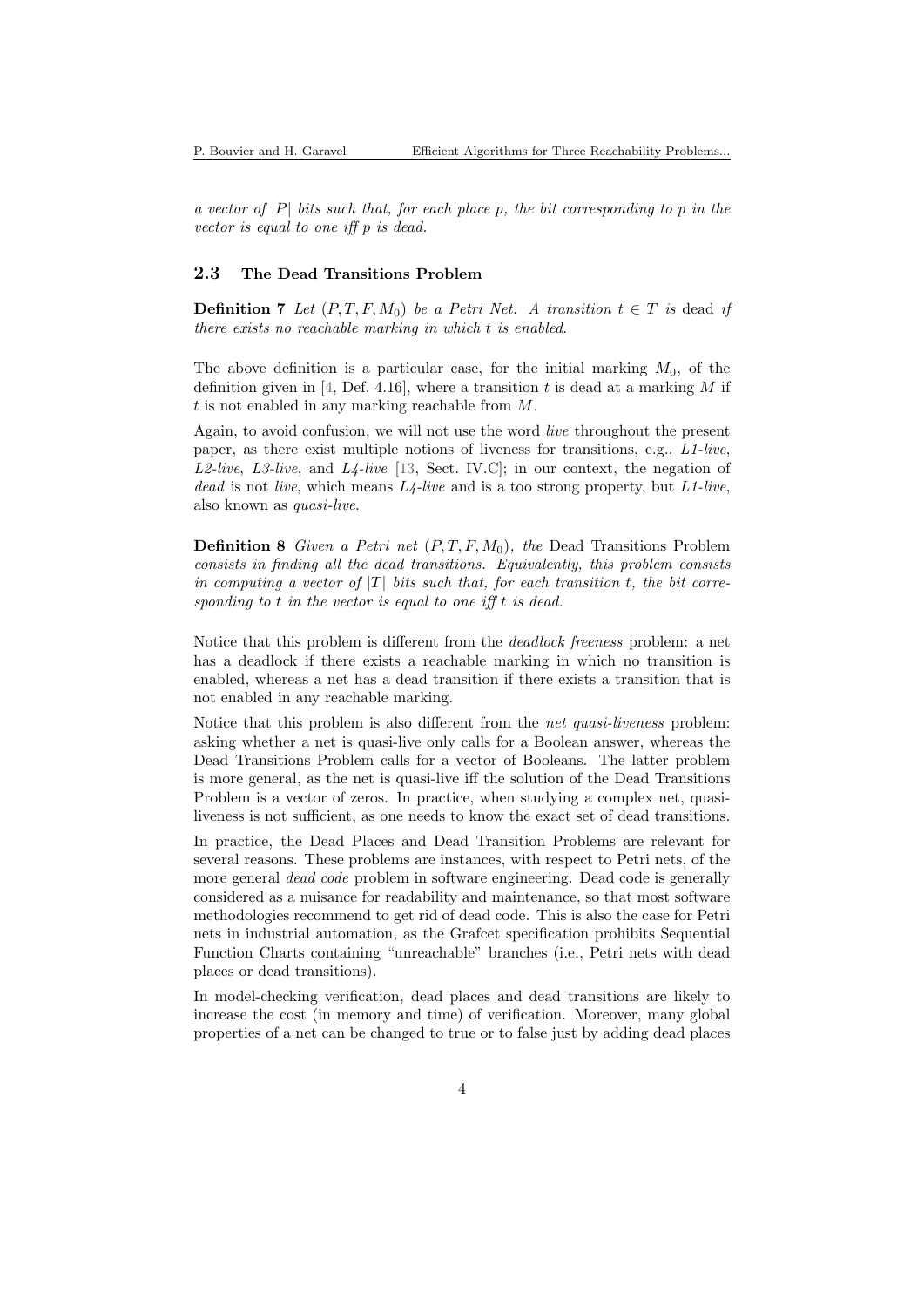*a vector of $|P|$ bits such that, for each place $p$, the bit corresponding to $p$ in the vector is equal to one iff $p$ is dead.*

### 2.3 The Dead Transitions Problem

**Definition 7** *Let $(P, T, F, M_0)$ be a Petri Net. A transition $t \in T$ is* dead *if there exists no reachable marking in which $t$ is enabled.*

The above definition is a particular case, for the initial marking $M_0$, of the definition given in [4, Def. 4.16], where a transition $t$ is dead at a marking $M$ if $t$ is not enabled in any marking reachable from $M$.

Again, to avoid confusion, we will not use the word *live* throughout the present paper, as there exist multiple notions of liveness for transitions, e.g., *L1-live*, *L2-live*, *L3-live*, and *L4-live* [13, Sect. IV.C]; in our context, the negation of *dead* is not *live*, which means *L4-live* and is a too strong property, but *L1-live*, also known as *quasi-live*.

**Definition 8** *Given a Petri net $(P, T, F, M_0)$, the* Dead Transitions Problem *consists in finding all the dead transitions. Equivalently, this problem consists in computing a vector of $|T|$ bits such that, for each transition $t$, the bit corresponding to $t$ in the vector is equal to one iff $t$ is dead.*

Notice that this problem is different from the *deadlock freeness* problem: a net has a deadlock if there exists a reachable marking in which no transition is enabled, whereas a net has a dead transition if there exists a transition that is not enabled in any reachable marking.

Notice that this problem is also different from the *net quasi-liveness* problem: asking whether a net is quasi-live only calls for a Boolean answer, whereas the Dead Transitions Problem calls for a vector of Booleans. The latter problem is more general, as the net is quasi-live iff the solution of the Dead Transitions Problem is a vector of zeros. In practice, when studying a complex net, quasi-liveness is not sufficient, as one needs to know the exact set of dead transitions.

In practice, the Dead Places and Dead Transition Problems are relevant for several reasons. These problems are instances, with respect to Petri nets, of the more general *dead code* problem in software engineering. Dead code is generally considered as a nuisance for readability and maintenance, so that most software methodologies recommend to get rid of dead code. This is also the case for Petri nets in industrial automation, as the Grafcet specification prohibits Sequential Function Charts containing "unreachable" branches (i.e., Petri nets with dead places or dead transitions).

In model-checking verification, dead places and dead transitions are likely to increase the cost (in memory and time) of verification. Moreover, many global properties of a net can be changed to true or to false just by adding dead places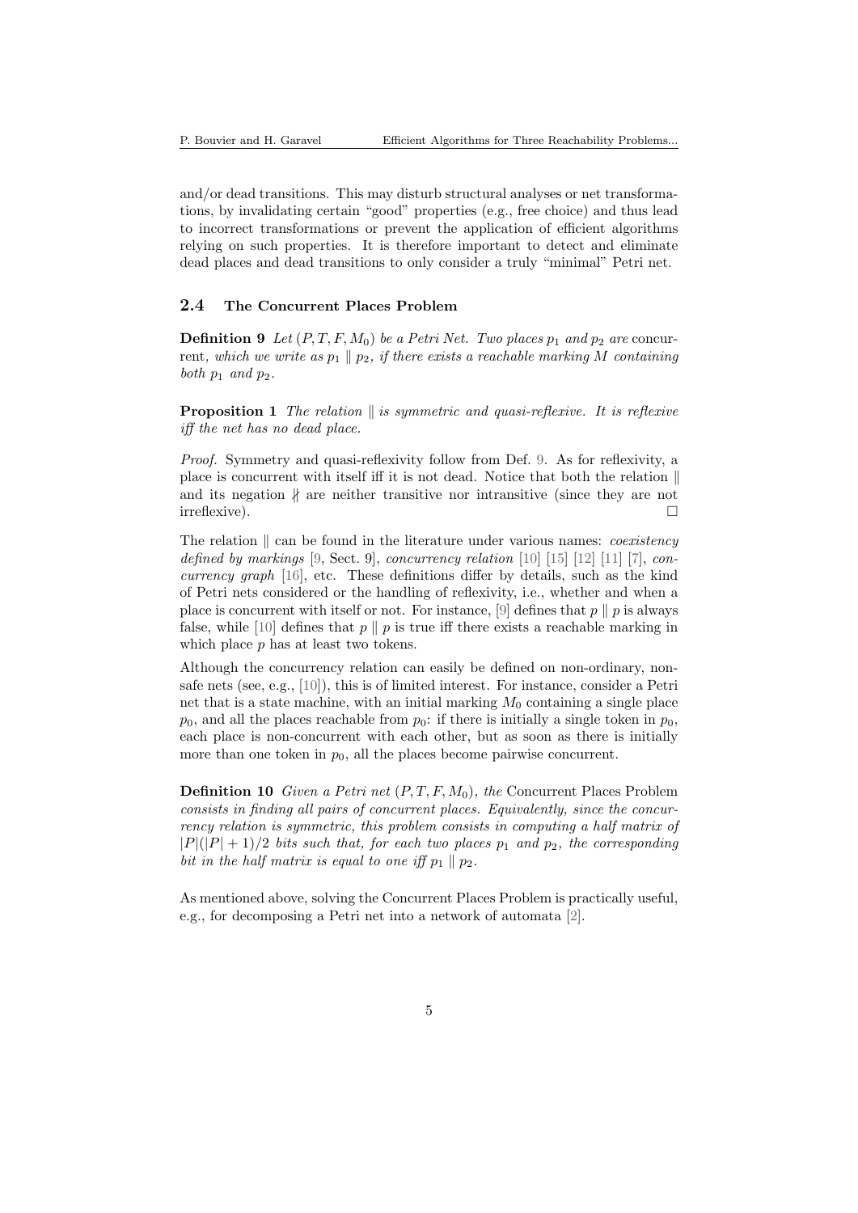and/or dead transitions. This may disturb structural analyses or net transformations, by invalidating certain "good" properties (e.g., free choice) and thus lead to incorrect transformations or prevent the application of efficient algorithms relying on such properties. It is therefore important to detect and eliminate dead places and dead transitions to only consider a truly "minimal" Petri net.

### 2.4 The Concurrent Places Problem

**Definition 9** *Let $(P, T, F, M_0)$ be a Petri Net. Two places $p_1$ and $p_2$ are* concurrent*, which we write as $p_1 \parallel p_2$, if there exists a reachable marking $M$ containing both $p_1$ and $p_2$.*

**Proposition 1** *The relation $\parallel$ is symmetric and quasi-reflexive. It is reflexive iff the net has no dead place.*

*Proof.* Symmetry and quasi-reflexivity follow from Def. 9. As for reflexivity, a place is concurrent with itself iff it is not dead. Notice that both the relation $\parallel$ and its negation $\nparallel$ are neither transitive nor intransitive (since they are not irreflexive). □

The relation $\parallel$ can be found in the literature under various names: *coexistency defined by markings* [9, Sect. 9], *concurrency relation* [10] [15] [12] [11] [7], *concurrency graph* [16], etc. These definitions differ by details, such as the kind of Petri nets considered or the handling of reflexivity, i.e., whether and when a place is concurrent with itself or not. For instance, [9] defines that $p \parallel p$ is always false, while [10] defines that $p \parallel p$ is true iff there exists a reachable marking in which place $p$ has at least two tokens.

Although the concurrency relation can easily be defined on non-ordinary, non-safe nets (see, e.g., [10]), this is of limited interest. For instance, consider a Petri net that is a state machine, with an initial marking $M_0$ containing a single place $p_0$, and all the places reachable from $p_0$: if there is initially a single token in $p_0$, each place is non-concurrent with each other, but as soon as there is initially more than one token in $p_0$, all the places become pairwise concurrent.

**Definition 10** *Given a Petri net $(P, T, F, M_0)$, the* Concurrent Places Problem *consists in finding all pairs of concurrent places. Equivalently, since the concurrency relation is symmetric, this problem consists in computing a half matrix of $|P|(|P| + 1)/2$ bits such that, for each two places $p_1$ and $p_2$, the corresponding bit in the half matrix is equal to one iff $p_1 \parallel p_2$.*

As mentioned above, solving the Concurrent Places Problem is practically useful, e.g., for decomposing a Petri net into a network of automata [2].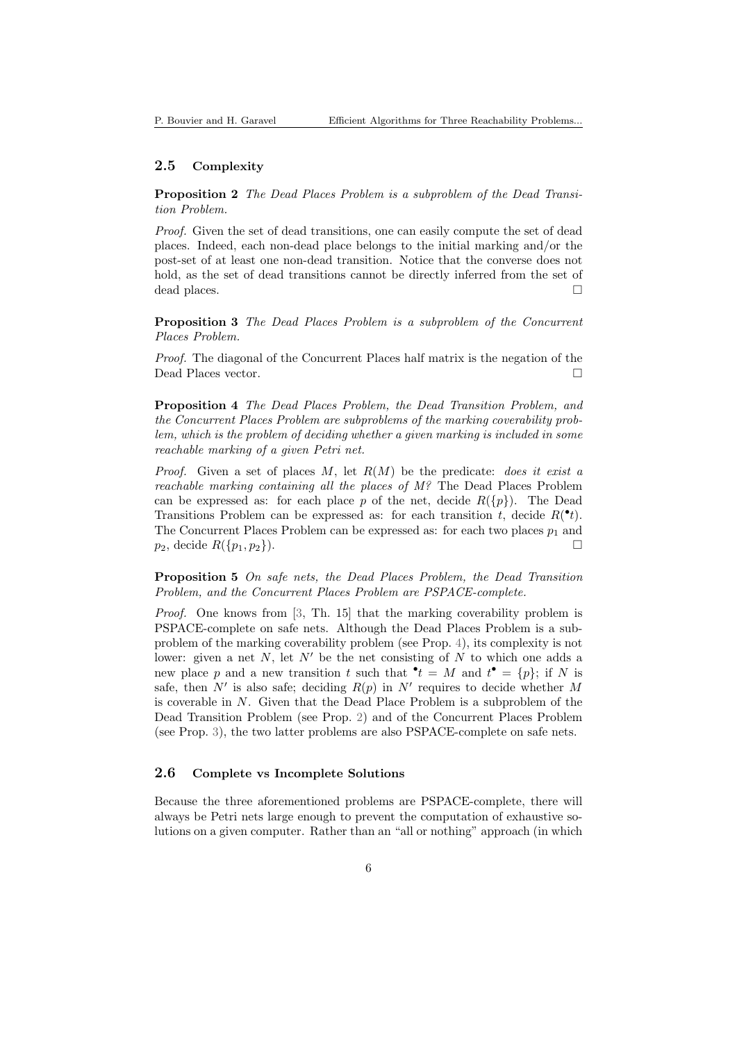### 2.5 Complexity

**Proposition 2** *The Dead Places Problem is a subproblem of the Dead Transition Problem.*

*Proof.* Given the set of dead transitions, one can easily compute the set of dead places. Indeed, each non-dead place belongs to the initial marking and/or the post-set of at least one non-dead transition. Notice that the converse does not hold, as the set of dead transitions cannot be directly inferred from the set of dead places. □

**Proposition 3** *The Dead Places Problem is a subproblem of the Concurrent Places Problem.*

*Proof.* The diagonal of the Concurrent Places half matrix is the negation of the Dead Places vector. □

**Proposition 4** *The Dead Places Problem, the Dead Transition Problem, and the Concurrent Places Problem are subproblems of the marking coverability problem, which is the problem of deciding whether a given marking is included in some reachable marking of a given Petri net.*

*Proof.* Given a set of places $M$, let $R(M)$ be the predicate: *does it exist a reachable marking containing all the places of $M$?* The Dead Places Problem can be expressed as: for each place $p$ of the net, decide $R(\{p\})$. The Dead Transitions Problem can be expressed as: for each transition $t$, decide $R({}^{\bullet}t)$. The Concurrent Places Problem can be expressed as: for each two places $p_1$ and $p_2$, decide $R(\{p_1, p_2\})$. □

**Proposition 5** *On safe nets, the Dead Places Problem, the Dead Transition Problem, and the Concurrent Places Problem are PSPACE-complete.*

*Proof.* One knows from [3, Th. 15] that the marking coverability problem is PSPACE-complete on safe nets. Although the Dead Places Problem is a subproblem of the marking coverability problem (see Prop. 4), its complexity is not lower: given a net $N$, let $N'$ be the net consisting of $N$ to which one adds a new place $p$ and a new transition $t$ such that ${}^{\bullet}t = M$ and $t^{\bullet} = \{p\}$; if $N$ is safe, then $N'$ is also safe; deciding $R(p)$ in $N'$ requires to decide whether $M$ is coverable in $N$. Given that the Dead Place Problem is a subproblem of the Dead Transition Problem (see Prop. 2) and of the Concurrent Places Problem (see Prop. 3), the two latter problems are also PSPACE-complete on safe nets.

### 2.6 Complete vs Incomplete Solutions

Because the three aforementioned problems are PSPACE-complete, there will always be Petri nets large enough to prevent the computation of exhaustive solutions on a given computer. Rather than an "all or nothing" approach (in which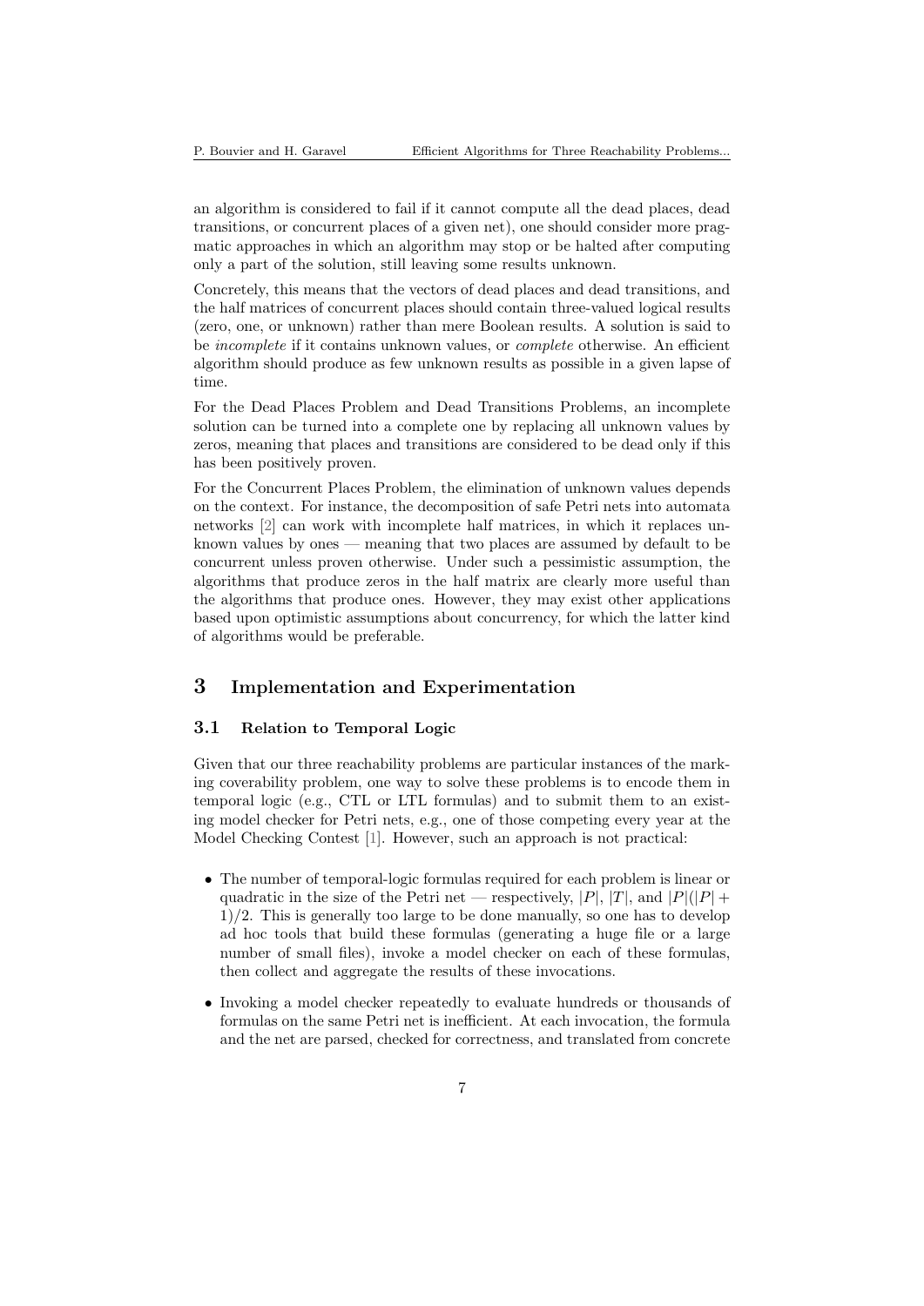an algorithm is considered to fail if it cannot compute all the dead places, dead transitions, or concurrent places of a given net), one should consider more pragmatic approaches in which an algorithm may stop or be halted after computing only a part of the solution, still leaving some results unknown.

Concretely, this means that the vectors of dead places and dead transitions, and the half matrices of concurrent places should contain three-valued logical results (zero, one, or unknown) rather than mere Boolean results. A solution is said to be *incomplete* if it contains unknown values, or *complete* otherwise. An efficient algorithm should produce as few unknown results as possible in a given lapse of time.

For the Dead Places Problem and Dead Transitions Problems, an incomplete solution can be turned into a complete one by replacing all unknown values by zeros, meaning that places and transitions are considered to be dead only if this has been positively proven.

For the Concurrent Places Problem, the elimination of unknown values depends on the context. For instance, the decomposition of safe Petri nets into automata networks [2] can work with incomplete half matrices, in which it replaces unknown values by ones — meaning that two places are assumed by default to be concurrent unless proven otherwise. Under such a pessimistic assumption, the algorithms that produce zeros in the half matrix are clearly more useful than the algorithms that produce ones. However, they may exist other applications based upon optimistic assumptions about concurrency, for which the latter kind of algorithms would be preferable.

## 3 Implementation and Experimentation

### 3.1 Relation to Temporal Logic

Given that our three reachability problems are particular instances of the marking coverability problem, one way to solve these problems is to encode them in temporal logic (e.g., CTL or LTL formulas) and to submit them to an existing model checker for Petri nets, e.g., one of those competing every year at the Model Checking Contest [1]. However, such an approach is not practical:

- The number of temporal-logic formulas required for each problem is linear or quadratic in the size of the Petri net — respectively, $|P|$, $|T|$, and $|P|(|P|+1)/2$. This is generally too large to be done manually, so one has to develop ad hoc tools that build these formulas (generating a huge file or a large number of small files), invoke a model checker on each of these formulas, then collect and aggregate the results of these invocations.
- Invoking a model checker repeatedly to evaluate hundreds or thousands of formulas on the same Petri net is inefficient. At each invocation, the formula and the net are parsed, checked for correctness, and translated from concrete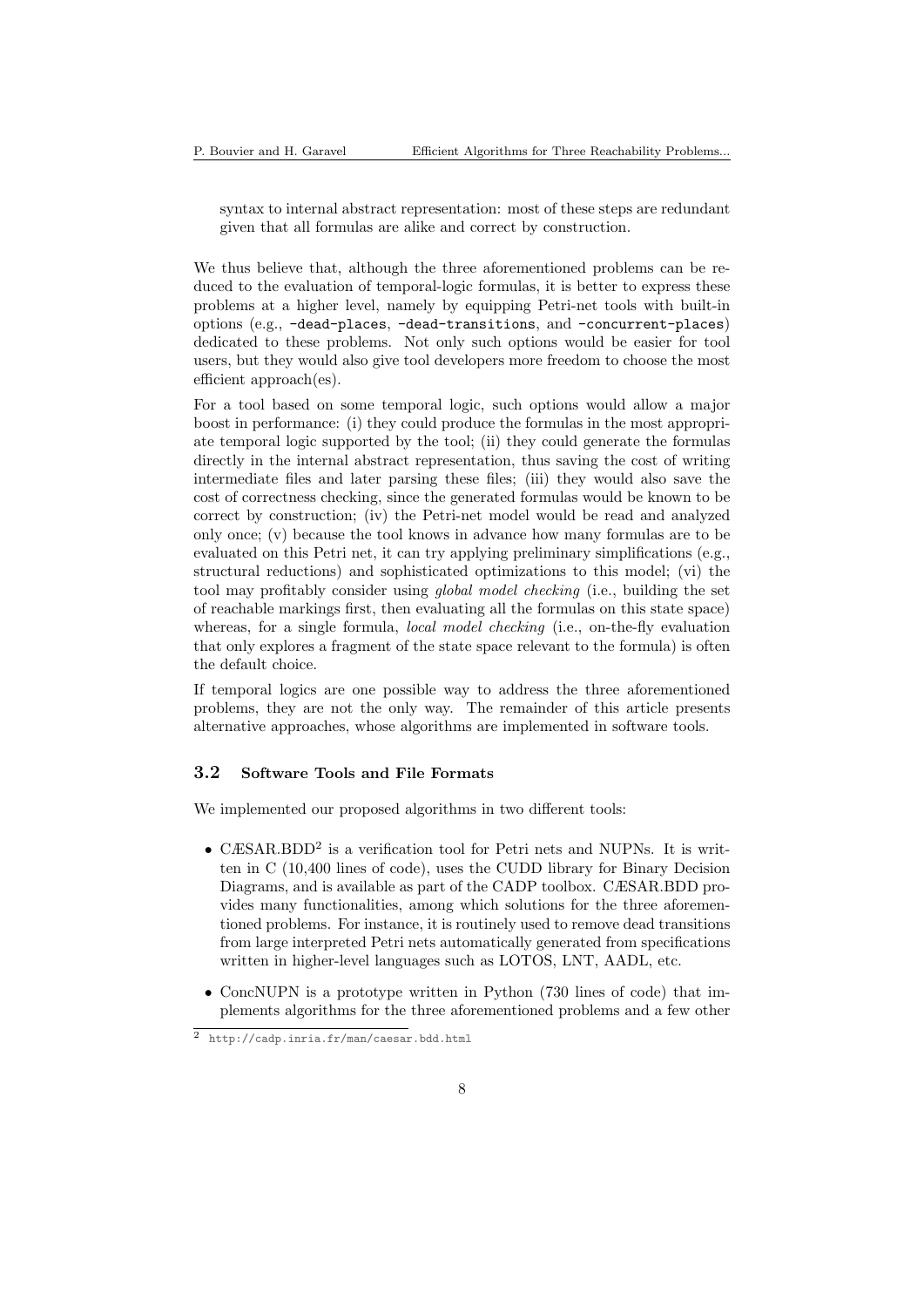syntax to internal abstract representation: most of these steps are redundant given that all formulas are alike and correct by construction.

We thus believe that, although the three aforementioned problems can be reduced to the evaluation of temporal-logic formulas, it is better to express these problems at a higher level, namely by equipping Petri-net tools with built-in options (e.g., `-dead-places`, `-dead-transitions`, and `-concurrent-places`) dedicated to these problems. Not only such options would be easier for tool users, but they would also give tool developers more freedom to choose the most efficient approach(es).

For a tool based on some temporal logic, such options would allow a major boost in performance: (i) they could produce the formulas in the most appropriate temporal logic supported by the tool; (ii) they could generate the formulas directly in the internal abstract representation, thus saving the cost of writing intermediate files and later parsing these files; (iii) they would also save the cost of correctness checking, since the generated formulas would be known to be correct by construction; (iv) the Petri-net model would be read and analyzed only once; (v) because the tool knows in advance how many formulas are to be evaluated on this Petri net, it can try applying preliminary simplifications (e.g., structural reductions) and sophisticated optimizations to this model; (vi) the tool may profitably consider using *global model checking* (i.e., building the set of reachable markings first, then evaluating all the formulas on this state space) whereas, for a single formula, *local model checking* (i.e., on-the-fly evaluation that only explores a fragment of the state space relevant to the formula) is often the default choice.

If temporal logics are one possible way to address the three aforementioned problems, they are not the only way. The remainder of this article presents alternative approaches, whose algorithms are implemented in software tools.

### 3.2 Software Tools and File Formats

We implemented our proposed algorithms in two different tools:

- CÆSAR.BDD[2] is a verification tool for Petri nets and NUPNs. It is written in C (10,400 lines of code), uses the CUDD library for Binary Decision Diagrams, and is available as part of the CADP toolbox. CÆSAR.BDD provides many functionalities, among which solutions for the three aforementioned problems. For instance, it is routinely used to remove dead transitions from large interpreted Petri nets automatically generated from specifications written in higher-level languages such as LOTOS, LNT, AADL, etc.
- ConcNUPN is a prototype written in Python (730 lines of code) that implements algorithms for the three aforementioned problems and a few other

[2] http://cadp.inria.fr/man/caesar.bdd.html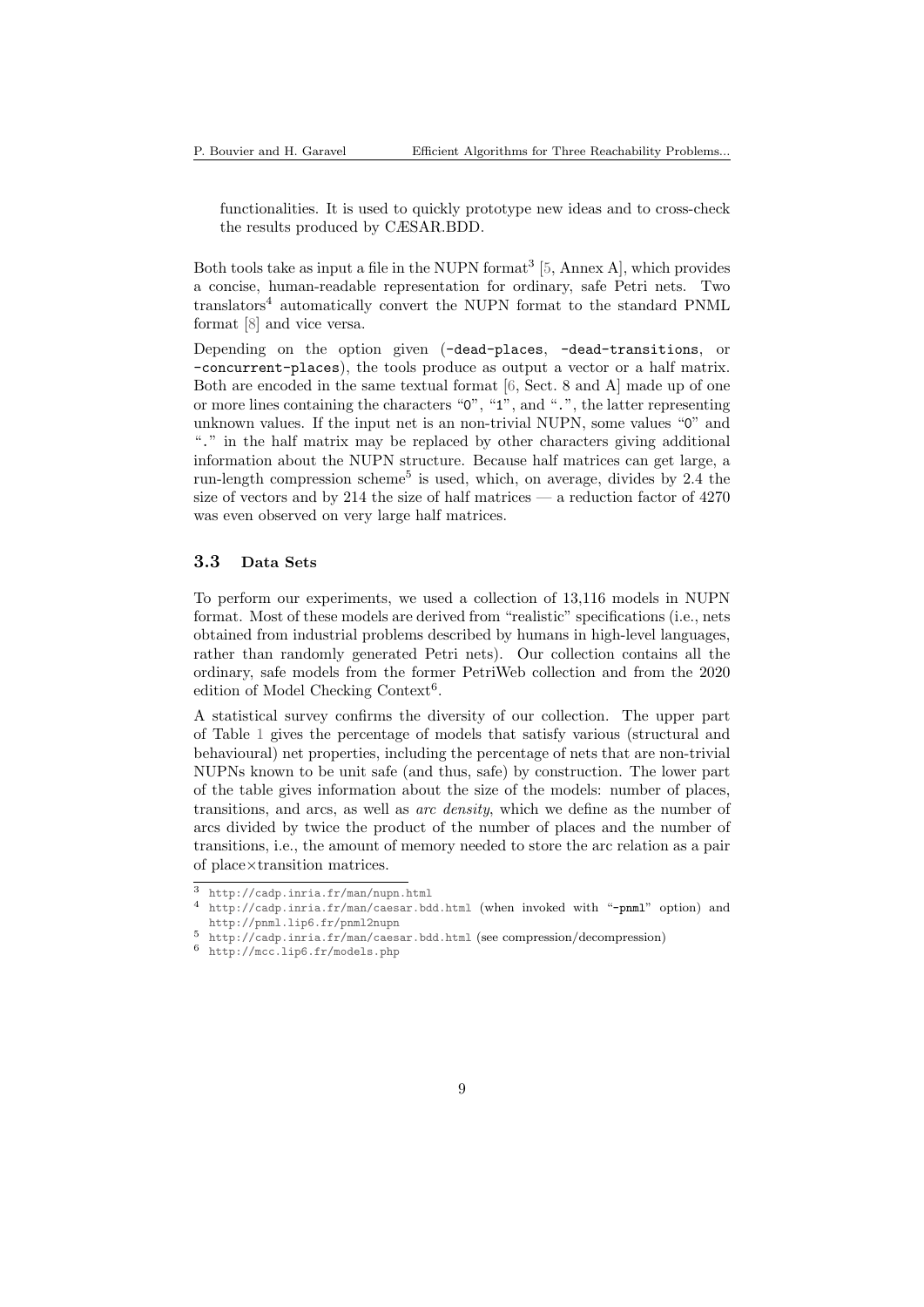functionalities. It is used to quickly prototype new ideas and to cross-check the results produced by CÆSAR.BDD.

Both tools take as input a file in the NUPN format[3] [5, Annex A], which provides a concise, human-readable representation for ordinary, safe Petri nets. Two translators[4] automatically convert the NUPN format to the standard PNML format [8] and vice versa.

Depending on the option given (`-dead-places`, `-dead-transitions`, or `-concurrent-places`), the tools produce as output a vector or a half matrix. Both are encoded in the same textual format [6, Sect. 8 and A] made up of one or more lines containing the characters "`0`", "`1`", and "`.`", the latter representing unknown values. If the input net is an non-trivial NUPN, some values "`0`" and "`.`" in the half matrix may be replaced by other characters giving additional information about the NUPN structure. Because half matrices can get large, a run-length compression scheme[5] is used, which, on average, divides by 2.4 the size of vectors and by 214 the size of half matrices — a reduction factor of 4270 was even observed on very large half matrices.

### 3.3 Data Sets

To perform our experiments, we used a collection of 13,116 models in NUPN format. Most of these models are derived from "realistic" specifications (i.e., nets obtained from industrial problems described by humans in high-level languages, rather than randomly generated Petri nets). Our collection contains all the ordinary, safe models from the former PetriWeb collection and from the 2020 edition of Model Checking Contest[6].

A statistical survey confirms the diversity of our collection. The upper part of Table 1 gives the percentage of models that satisfy various (structural and behavioural) net properties, including the percentage of nets that are non-trivial NUPNs known to be unit safe (and thus, safe) by construction. The lower part of the table gives information about the size of the models: number of places, transitions, and arcs, as well as *arc density*, which we define as the number of arcs divided by twice the product of the number of places and the number of transitions, i.e., the amount of memory needed to store the arc relation as a pair of place×transition matrices.

---

[3] http://cadp.inria.fr/man/nupn.html

[4] http://cadp.inria.fr/man/caesar.bdd.html (when invoked with "`-pnml`" option) and http://pnml.lip6.fr/pnml2nupn

[5] http://cadp.inria.fr/man/caesar.bdd.html (see compression/decompression)

[6] http://mcc.lip6.fr/models.php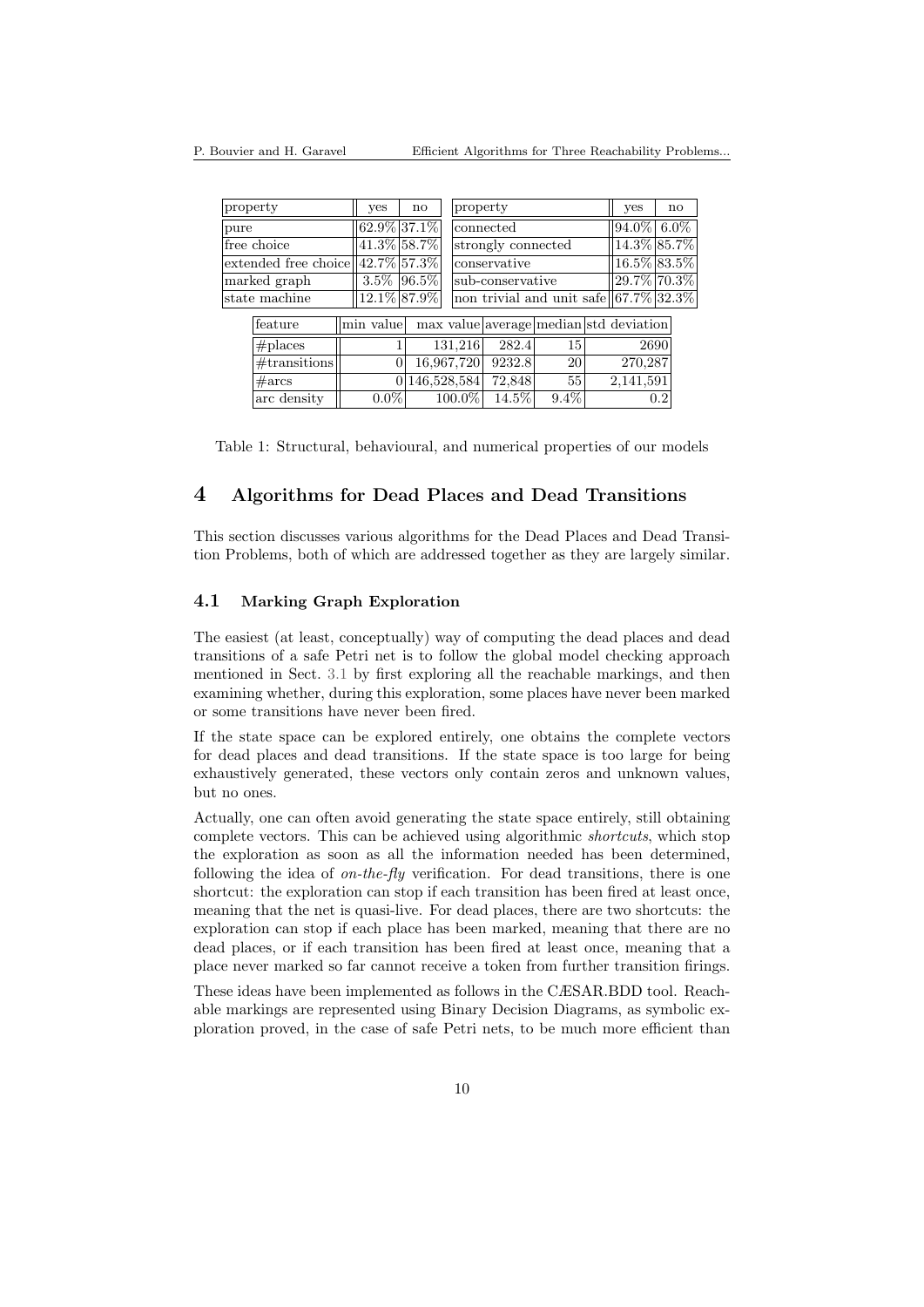| property | yes | no |
|---|---|---|
| pure | 62.9% | 37.1% |
| free choice | 41.3% | 58.7% |
| extended free choice | 42.7% | 57.3% |
| marked graph | 3.5% | 96.5% |
| state machine | 12.1% | 87.9% |

| property | yes | no |
|---|---|---|
| connected | 94.0% | 6.0% |
| strongly connected | 14.3% | 85.7% |
| conservative | 16.5% | 83.5% |
| sub-conservative | 29.7% | 70.3% |
| non trivial and unit safe | 67.7% | 32.3% |

| feature | min value | max value | average | median | std deviation |
|---|---|---|---|---|---|
| #places | 1 | 131,216 | 282.4 | 15 | 2690 |
| #transitions | 0 | 16,967,720 | 9232.8 | 20 | 270,287 |
| #arcs | 0 | 146,528,584 | 72,848 | 55 | 2,141,591 |
| arc density | 0.0% | 100.0% | 14.5% | 9.4% | 0.2 |

Table 1: Structural, behavioural, and numerical properties of our models

## 4 Algorithms for Dead Places and Dead Transitions

This section discusses various algorithms for the Dead Places and Dead Transition Problems, both of which are addressed together as they are largely similar.

### 4.1 Marking Graph Exploration

The easiest (at least, conceptually) way of computing the dead places and dead transitions of a safe Petri net is to follow the global model checking approach mentioned in Sect. 3.1 by first exploring all the reachable markings, and then examining whether, during this exploration, some places have never been marked or some transitions have never been fired.

If the state space can be explored entirely, one obtains the complete vectors for dead places and dead transitions. If the state space is too large for being exhaustively generated, these vectors only contain zeros and unknown values, but no ones.

Actually, one can often avoid generating the state space entirely, still obtaining complete vectors. This can be achieved using algorithmic *shortcuts*, which stop the exploration as soon as all the information needed has been determined, following the idea of *on-the-fly* verification. For dead transitions, there is one shortcut: the exploration can stop if each transition has been fired at least once, meaning that the net is quasi-live. For dead places, there are two shortcuts: the exploration can stop if each place has been marked, meaning that there are no dead places, or if each transition has been fired at least once, meaning that a place never marked so far cannot receive a token from further transition firings.

These ideas have been implemented as follows in the CÆSAR.BDD tool. Reachable markings are represented using Binary Decision Diagrams, as symbolic exploration proved, in the case of safe Petri nets, to be much more efficient than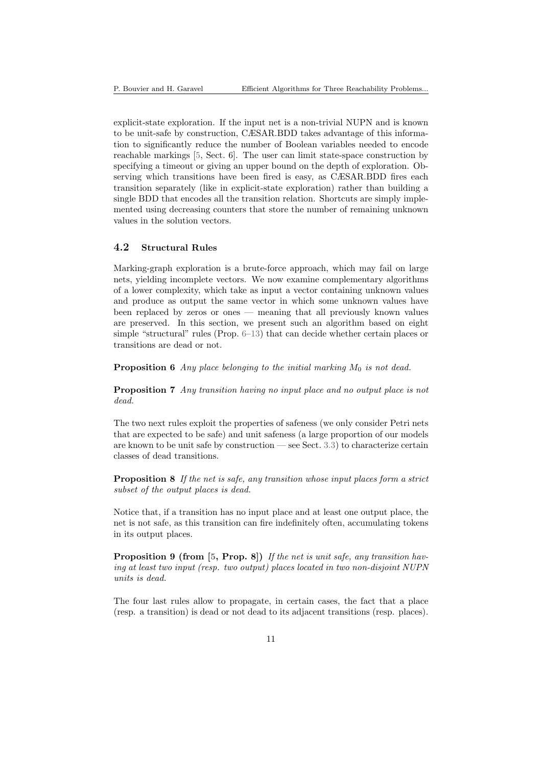explicit-state exploration. If the input net is a non-trivial NUPN and is known to be unit-safe by construction, CÆSAR.BDD takes advantage of this information to significantly reduce the number of Boolean variables needed to encode reachable markings [5, Sect. 6]. The user can limit state-space construction by specifying a timeout or giving an upper bound on the depth of exploration. Observing which transitions have been fired is easy, as CÆSAR.BDD fires each transition separately (like in explicit-state exploration) rather than building a single BDD that encodes all the transition relation. Shortcuts are simply implemented using decreasing counters that store the number of remaining unknown values in the solution vectors.

### 4.2 Structural Rules

Marking-graph exploration is a brute-force approach, which may fail on large nets, yielding incomplete vectors. We now examine complementary algorithms of a lower complexity, which take as input a vector containing unknown values and produce as output the same vector in which some unknown values have been replaced by zeros or ones — meaning that all previously known values are preserved. In this section, we present such an algorithm based on eight simple "structural" rules (Prop. 6–13) that can decide whether certain places or transitions are dead or not.

**Proposition 6** *Any place belonging to the initial marking $M_0$ is not dead.*

**Proposition 7** *Any transition having no input place and no output place is not dead.*

The two next rules exploit the properties of safeness (we only consider Petri nets that are expected to be safe) and unit safeness (a large proportion of our models are known to be unit safe by construction — see Sect. 3.3) to characterize certain classes of dead transitions.

**Proposition 8** *If the net is safe, any transition whose input places form a strict subset of the output places is dead.*

Notice that, if a transition has no input place and at least one output place, the net is not safe, as this transition can fire indefinitely often, accumulating tokens in its output places.

**Proposition 9 (from [5, Prop. 8])** *If the net is unit safe, any transition having at least two input (resp. two output) places located in two non-disjoint NUPN units is dead.*

The four last rules allow to propagate, in certain cases, the fact that a place (resp. a transition) is dead or not dead to its adjacent transitions (resp. places).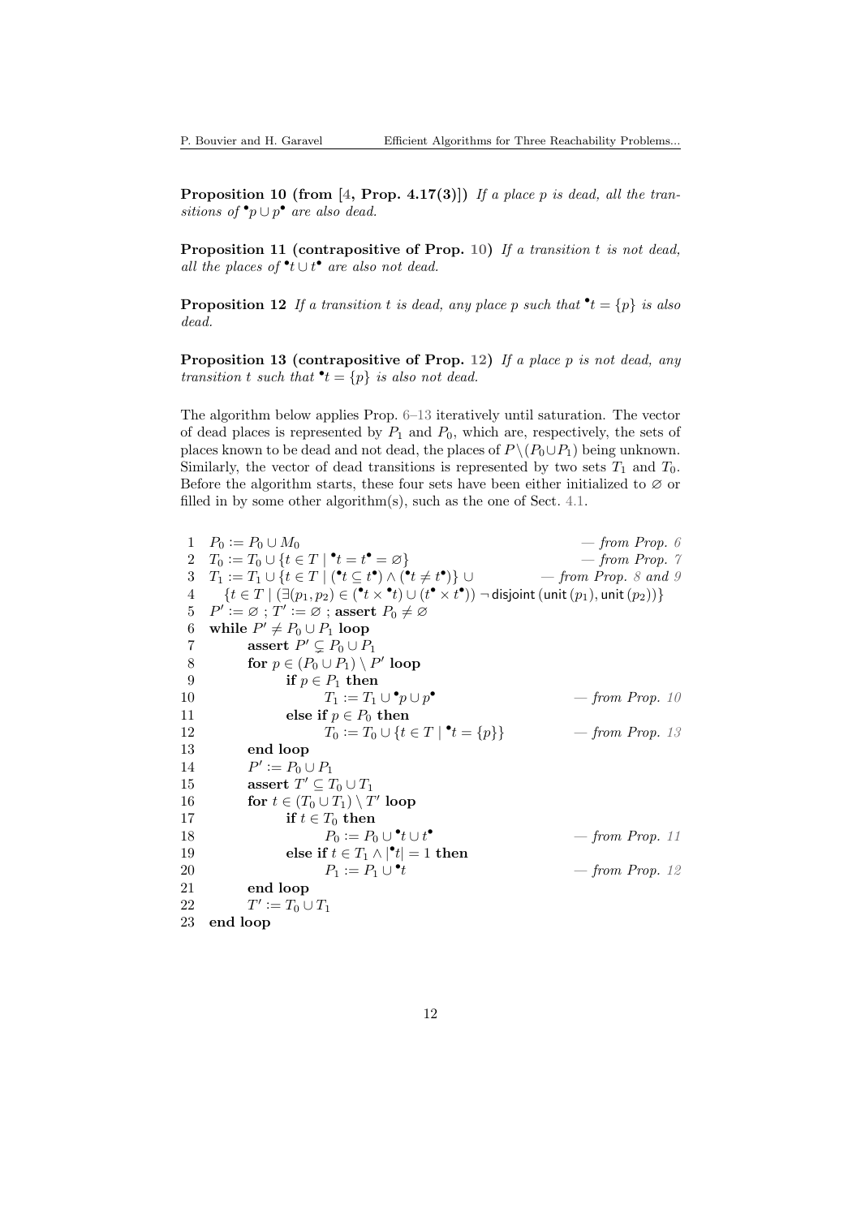**Proposition 10 (from [4, Prop. 4.17(3)])** *If a place $p$ is dead, all the transitions of ${}^\bullet p \cup p^\bullet$ are also dead.*

**Proposition 11 (contrapositive of Prop. 10)** *If a transition $t$ is not dead, all the places of ${}^\bullet t \cup t^\bullet$ are also not dead.*

**Proposition 12** *If a transition $t$ is dead, any place $p$ such that ${}^\bullet t = \{p\}$ is also dead.*

**Proposition 13 (contrapositive of Prop. 12)** *If a place $p$ is not dead, any transition $t$ such that ${}^\bullet t = \{p\}$ is also not dead.*

The algorithm below applies Prop. 6–13 iteratively until saturation. The vector of dead places is represented by $P_1$ and $P_0$, which are, respectively, the sets of places known to be dead and not dead, the places of $P \setminus (P_0 \cup P_1)$ being unknown. Similarly, the vector of dead transitions is represented by two sets $T_1$ and $T_0$. Before the algorithm starts, these four sets have been either initialized to $\varnothing$ or filled in by some other algorithm(s), such as the one of Sect. 4.1.

```
 1  P0 := P0 ∪ M0                                                  — from Prop. 6
 2  T0 := T0 ∪ {t ∈ T | •t = t• = ∅}                               — from Prop. 7
 3  T1 := T1 ∪ {t ∈ T | (•t ⊆ t•) ∧ (•t ≠ t•)} ∪              — from Prop. 8 and 9
 4     {t ∈ T | (∃(p1, p2) ∈ (•t × •t) ∪ (t• × t•)) ¬disjoint (unit (p1), unit (p2))}
 5  P' := ∅ ; T' := ∅ ; assert P0 ≠ ∅
 6  while P' ≠ P0 ∪ P1 loop
 7         assert P' ⊊ P0 ∪ P1
 8         for p ∈ (P0 ∪ P1) \ P' loop
 9                if p ∈ P1 then
10                      T1 := T1 ∪ •p ∪ p•                         — from Prop. 10
11                else if p ∈ P0 then
12                      T0 := T0 ∪ {t ∈ T | •t = {p}}              — from Prop. 13
13         end loop
14         P' := P0 ∪ P1
15         assert T' ⊆ T0 ∪ T1
16         for t ∈ (T0 ∪ T1) \ T' loop
17                if t ∈ T0 then
18                      P0 := P0 ∪ •t ∪ t•                         — from Prop. 11
19                else if t ∈ T1 ∧ |•t| = 1 then
20                      P1 := P1 ∪ •t                              — from Prop. 12
21         end loop
22         T' := T0 ∪ T1
23  end loop
```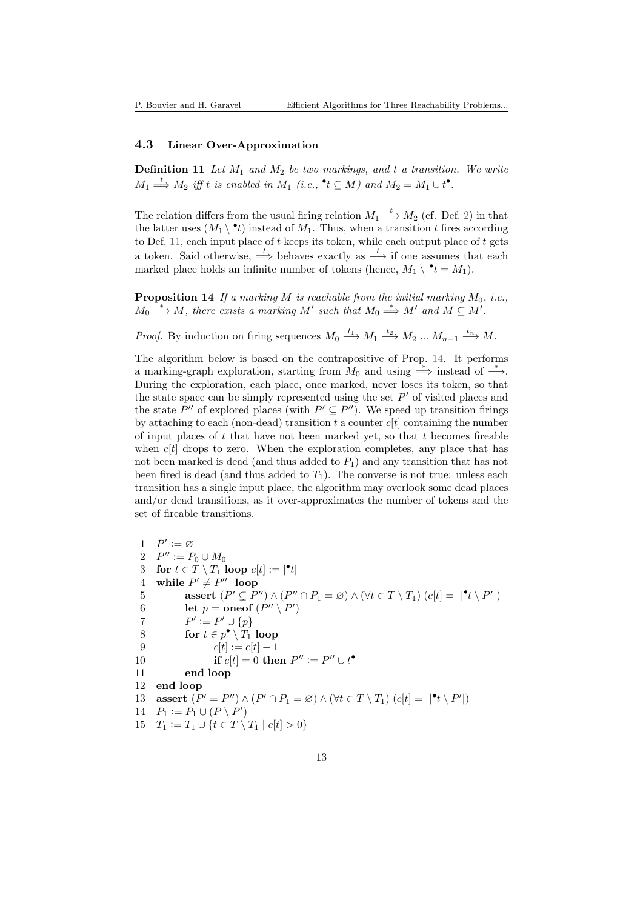### 4.3 Linear Over-Approximation

**Definition 11** *Let $M_1$ and $M_2$ be two markings, and $t$ a transition. We write $M_1 \overset{t}{\Longrightarrow} M_2$ iff $t$ is enabled in $M_1$ (i.e., ${}^\bullet t \subseteq M$) and $M_2 = M_1 \cup t^\bullet$.*

The relation differs from the usual firing relation $M_1 \overset{t}{\longrightarrow} M_2$ (cf. Def. 2) in that the latter uses $(M_1 \setminus {}^\bullet t)$ instead of $M_1$. Thus, when a transition $t$ fires according to Def. 11, each input place of $t$ keeps its token, while each output place of $t$ gets a token. Said otherwise, $\overset{t}{\Longrightarrow}$ behaves exactly as $\overset{t}{\longrightarrow}$ if one assumes that each marked place holds an infinite number of tokens (hence, $M_1 \setminus {}^\bullet t = M_1$).

**Proposition 14** *If a marking $M$ is reachable from the initial marking $M_0$, i.e., $M_0 \overset{*}{\longrightarrow} M$, there exists a marking $M'$ such that $M_0 \overset{*}{\Longrightarrow} M'$ and $M \subseteq M'$.*

*Proof.* By induction on firing sequences $M_0 \overset{t_1}{\longrightarrow} M_1 \overset{t_2}{\longrightarrow} M_2 \; ... \; M_{n-1} \overset{t_n}{\longrightarrow} M$.

The algorithm below is based on the contrapositive of Prop. 14. It performs a marking-graph exploration, starting from $M_0$ and using $\overset{*}{\Longrightarrow}$ instead of $\overset{*}{\longrightarrow}$. During the exploration, each place, once marked, never loses its token, so that the state space can be simply represented using the set $P'$ of visited places and the state $P''$ of explored places (with $P' \subseteq P''$). We speed up transition firings by attaching to each (non-dead) transition $t$ a counter $c[t]$ containing the number of input places of $t$ that have not been marked yet, so that $t$ becomes fireable when $c[t]$ drops to zero. When the exploration completes, any place that has not been marked is dead (and thus added to $P_1$) and any transition that has not been fired is dead (and thus added to $T_1$). The converse is not true: unless each transition has a single input place, the algorithm may overlook some dead places and/or dead transitions, as it over-approximates the number of tokens and the set of fireable transitions.

```
1   P' := ∅
2   P'' := P₀ ∪ M₀
3   for t ∈ T \ T₁ loop c[t] := |•t|
4   while P' ≠ P'' loop
5         assert (P' ⊊ P'') ∧ (P'' ∩ P₁ = ∅) ∧ (∀t ∈ T \ T₁) (c[t] = |•t \ P'|)
6         let p = oneof (P'' \ P')
7         P' := P' ∪ {p}
8         for t ∈ p• \ T₁ loop
9               c[t] := c[t] − 1
10              if c[t] = 0 then P'' := P'' ∪ t•
11        end loop
12  end loop
13  assert (P' = P'') ∧ (P' ∩ P₁ = ∅) ∧ (∀t ∈ T \ T₁) (c[t] = |•t \ P'|)
14  P₁ := P₁ ∪ (P \ P')
15  T₁ := T₁ ∪ {t ∈ T \ T₁ | c[t] > 0}
```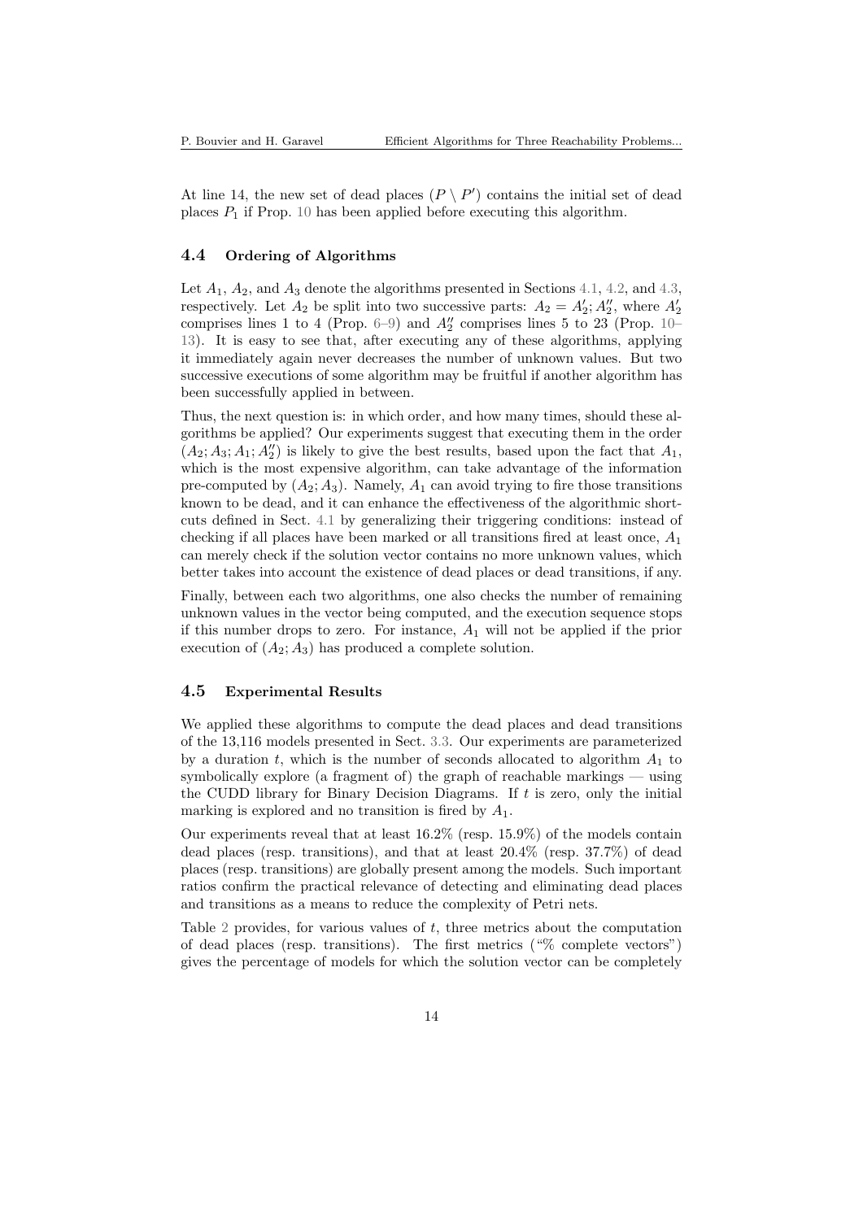At line 14, the new set of dead places ($P \setminus P'$) contains the initial set of dead places $P_1$ if Prop. 10 has been applied before executing this algorithm.

### 4.4 Ordering of Algorithms

Let $A_1$, $A_2$, and $A_3$ denote the algorithms presented in Sections 4.1, 4.2, and 4.3, respectively. Let $A_2$ be split into two successive parts: $A_2 = A_2'; A_2''$, where $A_2'$ comprises lines 1 to 4 (Prop. 6–9) and $A_2''$ comprises lines 5 to 23 (Prop. 10–13). It is easy to see that, after executing any of these algorithms, applying it immediately again never decreases the number of unknown values. But two successive executions of some algorithm may be fruitful if another algorithm has been successfully applied in between.

Thus, the next question is: in which order, and how many times, should these algorithms be applied? Our experiments suggest that executing them in the order $(A_2; A_3; A_1; A_2'')$ is likely to give the best results, based upon the fact that $A_1$, which is the most expensive algorithm, can take advantage of the information pre-computed by $(A_2; A_3)$. Namely, $A_1$ can avoid trying to fire those transitions known to be dead, and it can enhance the effectiveness of the algorithmic shortcuts defined in Sect. 4.1 by generalizing their triggering conditions: instead of checking if all places have been marked or all transitions fired at least once, $A_1$ can merely check if the solution vector contains no more unknown values, which better takes into account the existence of dead places or dead transitions, if any.

Finally, between each two algorithms, one also checks the number of remaining unknown values in the vector being computed, and the execution sequence stops if this number drops to zero. For instance, $A_1$ will not be applied if the prior execution of $(A_2; A_3)$ has produced a complete solution.

### 4.5 Experimental Results

We applied these algorithms to compute the dead places and dead transitions of the 13,116 models presented in Sect. 3.3. Our experiments are parameterized by a duration $t$, which is the number of seconds allocated to algorithm $A_1$ to symbolically explore (a fragment of) the graph of reachable markings — using the CUDD library for Binary Decision Diagrams. If $t$ is zero, only the initial marking is explored and no transition is fired by $A_1$.

Our experiments reveal that at least 16.2% (resp. 15.9%) of the models contain dead places (resp. transitions), and that at least 20.4% (resp. 37.7%) of dead places (resp. transitions) are globally present among the models. Such important ratios confirm the practical relevance of detecting and eliminating dead places and transitions as a means to reduce the complexity of Petri nets.

Table 2 provides, for various values of $t$, three metrics about the computation of dead places (resp. transitions). The first metrics ("% complete vectors") gives the percentage of models for which the solution vector can be completely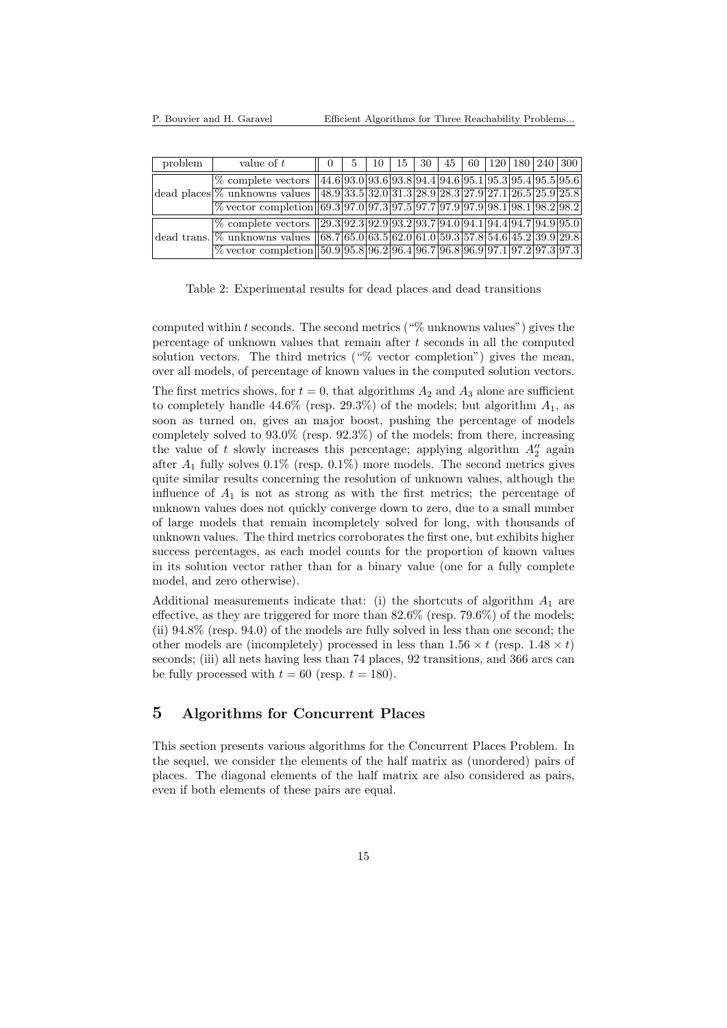| problem | value of $t$ | 0 | 5 | 10 | 15 | 30 | 45 | 60 | 120 | 180 | 240 | 300 |
|---|---|---|---|---|---|---|---|---|---|---|---|---|
| dead places | % complete vectors | 44.6 | 93.0 | 93.6 | 93.8 | 94.4 | 94.6 | 95.1 | 95.3 | 95.4 | 95.5 | 95.6 |
| | % unknowns values | 48.9 | 33.5 | 32.0 | 31.3 | 28.9 | 28.3 | 27.9 | 27.1 | 26.5 | 25.9 | 25.8 |
| | % vector completion | 69.3 | 97.0 | 97.3 | 97.5 | 97.7 | 97.9 | 97.9 | 98.1 | 98.1 | 98.2 | 98.2 |
| dead trans. | % complete vectors | 29.3 | 92.3 | 92.9 | 93.2 | 93.7 | 94.0 | 94.1 | 94.4 | 94.7 | 94.9 | 95.0 |
| | % unknowns values | 68.7 | 65.0 | 63.5 | 62.0 | 61.0 | 59.3 | 57.8 | 54.6 | 45.2 | 39.9 | 29.8 |
| | % vector completion | 50.9 | 95.8 | 96.2 | 96.4 | 96.7 | 96.8 | 96.9 | 97.1 | 97.2 | 97.3 | 97.3 |

Table 2: Experimental results for dead places and dead transitions

computed within $t$ seconds. The second metrics ("% unknowns values") gives the percentage of unknown values that remain after $t$ seconds in all the computed solution vectors. The third metrics ("% vector completion") gives the mean, over all models, of percentage of known values in the computed solution vectors.

The first metrics shows, for $t = 0$, that algorithms $A_2$ and $A_3$ alone are sufficient to completely handle 44.6% (resp. 29.3%) of the models; but algorithm $A_1$, as soon as turned on, gives an major boost, pushing the percentage of models completely solved to 93.0% (resp. 92.3%) of the models; from there, increasing the value of $t$ slowly increases this percentage; applying algorithm $A_2''$ again after $A_1$ fully solves 0.1% (resp. 0.1%) more models. The second metrics gives quite similar results concerning the resolution of unknown values, although the influence of $A_1$ is not as strong as with the first metrics; the percentage of unknown values does not quickly converge down to zero, due to a small number of large models that remain incompletely solved for long, with thousands of unknown values. The third metrics corroborates the first one, but exhibits higher success percentages, as each model counts for the proportion of known values in its solution vector rather than for a binary value (one for a fully complete model, and zero otherwise).

Additional measurements indicate that: (i) the shortcuts of algorithm $A_1$ are effective, as they are triggered for more than 82.6% (resp. 79.6%) of the models; (ii) 94.8% (resp. 94.0) of the models are fully solved in less than one second; the other models are (incompletely) processed in less than $1.56 \times t$ (resp. $1.48 \times t$) seconds; (iii) all nets having less than 74 places, 92 transitions, and 366 arcs can be fully processed with $t = 60$ (resp. $t = 180$).

## 5 Algorithms for Concurrent Places

This section presents various algorithms for the Concurrent Places Problem. In the sequel, we consider the elements of the half matrix as (unordered) pairs of places. The diagonal elements of the half matrix are also considered as pairs, even if both elements of these pairs are equal.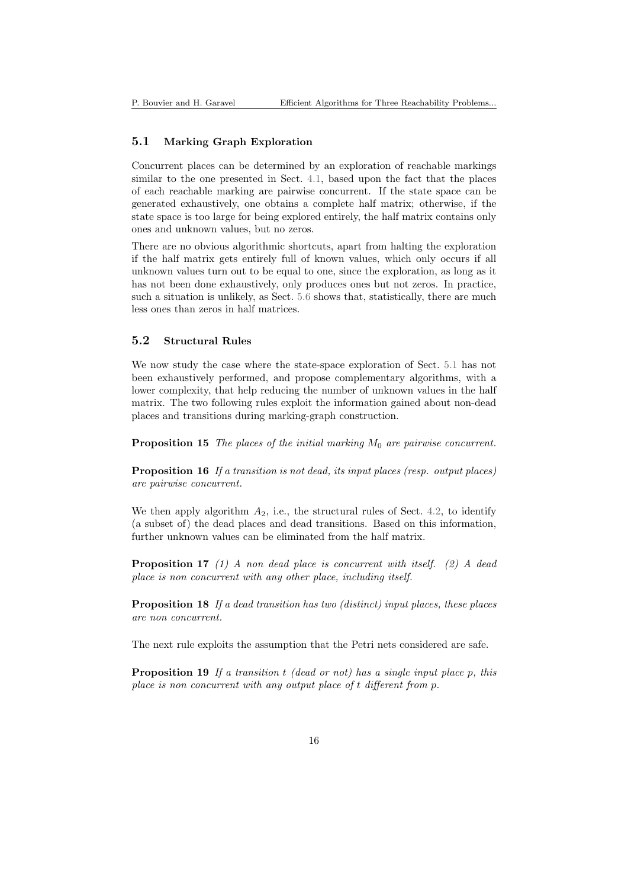### 5.1 Marking Graph Exploration

Concurrent places can be determined by an exploration of reachable markings similar to the one presented in Sect. 4.1, based upon the fact that the places of each reachable marking are pairwise concurrent. If the state space can be generated exhaustively, one obtains a complete half matrix; otherwise, if the state space is too large for being explored entirely, the half matrix contains only ones and unknown values, but no zeros.

There are no obvious algorithmic shortcuts, apart from halting the exploration if the half matrix gets entirely full of known values, which only occurs if all unknown values turn out to be equal to one, since the exploration, as long as it has not been done exhaustively, only produces ones but not zeros. In practice, such a situation is unlikely, as Sect. 5.6 shows that, statistically, there are much less ones than zeros in half matrices.

### 5.2 Structural Rules

We now study the case where the state-space exploration of Sect. 5.1 has not been exhaustively performed, and propose complementary algorithms, with a lower complexity, that help reducing the number of unknown values in the half matrix. The two following rules exploit the information gained about non-dead places and transitions during marking-graph construction.

**Proposition 15** *The places of the initial marking $M_0$ are pairwise concurrent.*

**Proposition 16** *If a transition is not dead, its input places (resp. output places) are pairwise concurrent.*

We then apply algorithm $A_2$, i.e., the structural rules of Sect. 4.2, to identify (a subset of) the dead places and dead transitions. Based on this information, further unknown values can be eliminated from the half matrix.

**Proposition 17** *(1) A non dead place is concurrent with itself. (2) A dead place is non concurrent with any other place, including itself.*

**Proposition 18** *If a dead transition has two (distinct) input places, these places are non concurrent.*

The next rule exploits the assumption that the Petri nets considered are safe.

**Proposition 19** *If a transition $t$ (dead or not) has a single input place $p$, this place is non concurrent with any output place of $t$ different from $p$.*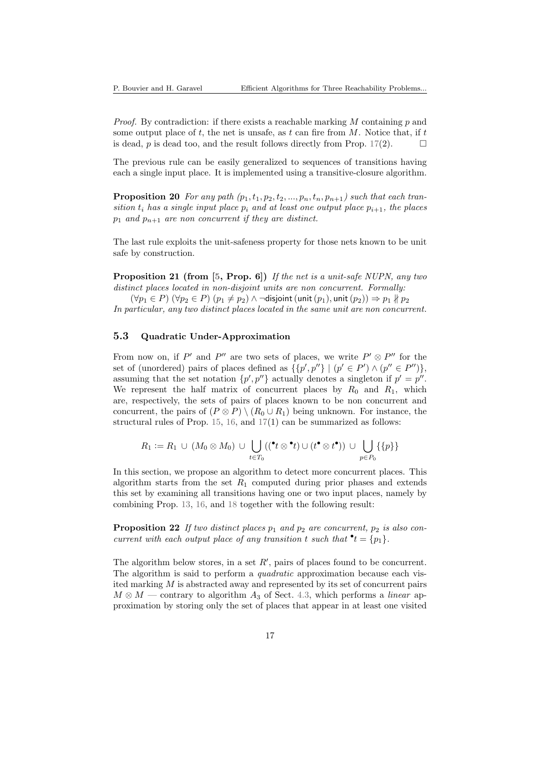*Proof.* By contradiction: if there exists a reachable marking $M$ containing $p$ and some output place of $t$, the net is unsafe, as $t$ can fire from $M$. Notice that, if $t$ is dead, $p$ is dead too, and the result follows directly from Prop. 17(2). $\square$

The previous rule can be easily generalized to sequences of transitions having each a single input place. It is implemented using a transitive-closure algorithm.

**Proposition 20** *For any path $(p_1, t_1, p_2, t_2, ..., p_n, t_n, p_{n+1})$ such that each transition $t_i$ has a single input place $p_i$ and at least one output place $p_{i+1}$, the places $p_1$ and $p_{n+1}$ are non concurrent if they are distinct.*

The last rule exploits the unit-safeness property for those nets known to be unit safe by construction.

**Proposition 21 (from [5, Prop. 6])** *If the net is a unit-safe NUPN, any two distinct places located in non-disjoint units are non concurrent. Formally:*

$(\forall p_1 \in P)\ (\forall p_2 \in P)\ (p_1 \neq p_2) \wedge \neg \mathsf{disjoint}\,(\mathsf{unit}\,(p_1), \mathsf{unit}\,(p_2)) \Rightarrow p_1 \not\parallel p_2$

*In particular, any two distinct places located in the same unit are non concurrent.*

### 5.3 Quadratic Under-Approximation

From now on, if $P'$ and $P''$ are two sets of places, we write $P' \otimes P''$ for the set of (unordered) pairs of places defined as $\{\{p', p''\} \mid (p' \in P') \wedge (p'' \in P'')\}$, assuming that the set notation $\{p', p''\}$ actually denotes a singleton if $p' = p''$. We represent the half matrix of concurrent places by $R_0$ and $R_1$, which are, respectively, the sets of pairs of places known to be non concurrent and concurrent, the pairs of $(P \otimes P) \setminus (R_0 \cup R_1)$ being unknown. For instance, the structural rules of Prop. 15, 16, and 17(1) can be summarized as follows:

$$R_1 := R_1 \,\cup\, (M_0 \otimes M_0) \,\cup\, \bigcup_{t \in T_0} (({}^\bullet t \otimes {}^\bullet t) \cup (t^\bullet \otimes t^\bullet)) \,\cup\, \bigcup_{p \in P_0} \{\{p\}\}$$

In this section, we propose an algorithm to detect more concurrent places. This algorithm starts from the set $R_1$ computed during prior phases and extends this set by examining all transitions having one or two input places, namely by combining Prop. 13, 16, and 18 together with the following result:

**Proposition 22** *If two distinct places $p_1$ and $p_2$ are concurrent, $p_2$ is also concurrent with each output place of any transition $t$ such that ${}^\bullet t = \{p_1\}$.*

The algorithm below stores, in a set $R'$, pairs of places found to be concurrent. The algorithm is said to perform a *quadratic* approximation because each visited marking $M$ is abstracted away and represented by its set of concurrent pairs $M \otimes M$ — contrary to algorithm $A_3$ of Sect. 4.3, which performs a *linear* approximation by storing only the set of places that appear in at least one visited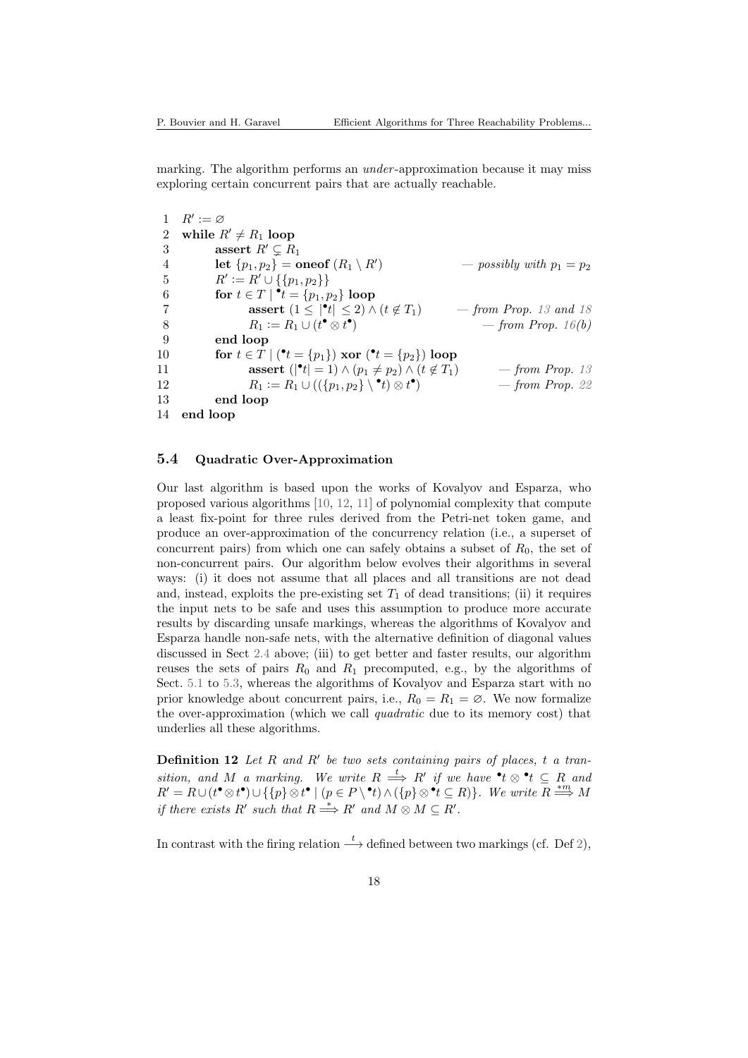marking. The algorithm performs an *under*-approximation because it may miss exploring certain concurrent pairs that are actually reachable.

```
 1  R' := ∅
 2  while R' ≠ R_1 loop
 3      assert R' ⊊ R_1
 4      let {p_1, p_2} = oneof (R_1 \ R')                  — possibly with p_1 = p_2
 5      R' := R' ∪ {{p_1, p_2}}
 6      for t ∈ T | •t = {p_1, p_2} loop
 7          assert (1 ≤ |•t| ≤ 2) ∧ (t ∉ T_1)             — from Prop. 13 and 18
 8          R_1 := R_1 ∪ (t• ⊗ t•)                        — from Prop. 16(b)
 9      end loop
10      for t ∈ T | (•t = {p_1}) xor (•t = {p_2}) loop
11          assert (|•t| = 1) ∧ (p_1 ≠ p_2) ∧ (t ∉ T_1)   — from Prop. 13
12          R_1 := R_1 ∪ (({p_1, p_2} \ •t) ⊗ t•)         — from Prop. 22
13      end loop
14  end loop
```

### 5.4 Quadratic Over-Approximation

Our last algorithm is based upon the works of Kovalyov and Esparza, who proposed various algorithms [10, 12, 11] of polynomial complexity that compute a least fix-point for three rules derived from the Petri-net token game, and produce an over-approximation of the concurrency relation (i.e., a superset of concurrent pairs) from which one can safely obtains a subset of $R_0$, the set of non-concurrent pairs. Our algorithm below evolves their algorithms in several ways: (i) it does not assume that all places and all transitions are not dead and, instead, exploits the pre-existing set $T_1$ of dead transitions; (ii) it requires the input nets to be safe and uses this assumption to produce more accurate results by discarding unsafe markings, whereas the algorithms of Kovalyov and Esparza handle non-safe nets, with the alternative definition of diagonal values discussed in Sect 2.4 above; (iii) to get better and faster results, our algorithm reuses the sets of pairs $R_0$ and $R_1$ precomputed, e.g., by the algorithms of Sect. 5.1 to 5.3, whereas the algorithms of Kovalyov and Esparza start with no prior knowledge about concurrent pairs, i.e., $R_0 = R_1 = \varnothing$. We now formalize the over-approximation (which we call *quadratic* due to its memory cost) that underlies all these algorithms.

**Definition 12** *Let $R$ and $R'$ be two sets containing pairs of places, $t$ a transition, and $M$ a marking. We write $R \overset{t}{\Longrightarrow} R'$ if we have ${}^\bullet t \otimes {}^\bullet t \subseteq R$ and $R' = R \cup (t^\bullet \otimes t^\bullet) \cup \{\{p\} \otimes t^\bullet \mid (p \in P \setminus {}^\bullet t) \wedge (\{p\} \otimes {}^\bullet t \subseteq R)\}$. We write $R \overset{*m}{\Longrightarrow} M$ if there exists $R'$ such that $R \overset{*}{\Longrightarrow} R'$ and $M \otimes M \subseteq R'$.*

In contrast with the firing relation $\overset{t}{\longrightarrow}$ defined between two markings (cf. Def 2),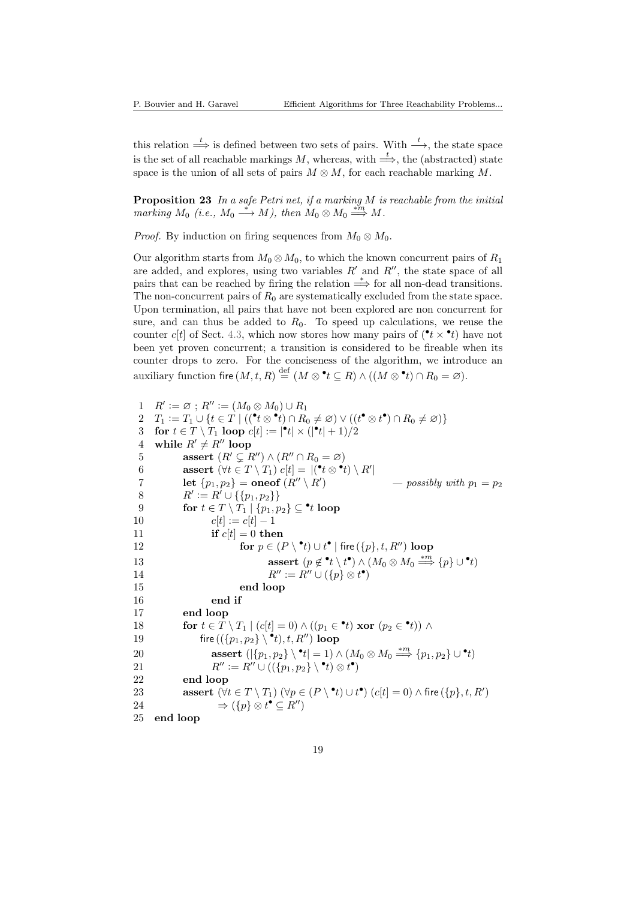this relation $\stackrel{t}{\Longrightarrow}$ is defined between two sets of pairs. With $\stackrel{t}{\longrightarrow}$, the state space is the set of all reachable markings $M$, whereas, with $\stackrel{t}{\Longrightarrow}$, the (abstracted) state space is the union of all sets of pairs $M \otimes M$, for each reachable marking $M$.

**Proposition 23** *In a safe Petri net, if a marking $M$ is reachable from the initial marking $M_0$ (i.e., $M_0 \stackrel{*}{\longrightarrow} M$), then $M_0 \otimes M_0 \stackrel{*m}{\Longrightarrow} M$.*

*Proof.* By induction on firing sequences from $M_0 \otimes M_0$.

Our algorithm starts from $M_0 \otimes M_0$, to which the known concurrent pairs of $R_1$ are added, and explores, using two variables $R'$ and $R''$, the state space of all pairs that can be reached by firing the relation $\stackrel{*}{\Longrightarrow}$ for all non-dead transitions. The non-concurrent pairs of $R_0$ are systematically excluded from the state space. Upon termination, all pairs that have not been explored are non concurrent for sure, and can thus be added to $R_0$. To speed up calculations, we reuse the counter $c[t]$ of Sect. 4.3, which now stores how many pairs of $({}^\bullet t \times {}^\bullet t)$ have not been yet proven concurrent; a transition is considered to be fireable when its counter drops to zero. For the conciseness of the algorithm, we introduce an auxiliary function $\mathsf{fire}\,(M, t, R) \stackrel{\text{def}}{=} (M \otimes {}^\bullet t \subseteq R) \wedge ((M \otimes {}^\bullet t) \cap R_0 = \varnothing)$.

```
1   R' := ∅ ; R'' := (M0 ⊗ M0) ∪ R1
2   T1 := T1 ∪ {t ∈ T | ((•t ⊗ •t) ∩ R0 ≠ ∅) ∨ ((t• ⊗ t•) ∩ R0 ≠ ∅)}
3   for t ∈ T \ T1 loop c[t] := |•t| × (|•t| + 1)/2
4   while R' ≠ R'' loop
5         assert (R' ⊊ R'') ∧ (R'' ∩ R0 = ∅)
6         assert (∀t ∈ T \ T1) c[t] = |(•t ⊗ •t) \ R'|
7         let {p1, p2} = oneof (R'' \ R')              — possibly with p1 = p2
8         R' := R' ∪ {{p1, p2}}
9         for t ∈ T \ T1 | {p1, p2} ⊆ •t loop
10              c[t] := c[t] − 1
11              if c[t] = 0 then
12                    for p ∈ (P \ •t) ∪ t• | fire ({p}, t, R'') loop
13                          assert (p ∉ •t \ t•) ∧ (M0 ⊗ M0 =*m=> {p} ∪ •t)
14                          R'' := R'' ∪ ({p} ⊗ t•)
15                    end loop
16              end if
17        end loop
18        for t ∈ T \ T1 | (c[t] = 0) ∧ ((p1 ∈ •t) xor (p2 ∈ •t)) ∧
19              fire (({p1, p2} \ •t), t, R'') loop
20              assert (|{p1, p2} \ •t| = 1) ∧ (M0 ⊗ M0 =*m=> {p1, p2} ∪ •t)
21              R'' := R'' ∪ (({p1, p2} \ •t) ⊗ t•)
22        end loop
23        assert (∀t ∈ T \ T1) (∀p ∈ (P \ •t) ∪ t•) (c[t] = 0) ∧ fire ({p}, t, R')
24              ⇒ ({p} ⊗ t• ⊆ R'')
25  end loop
```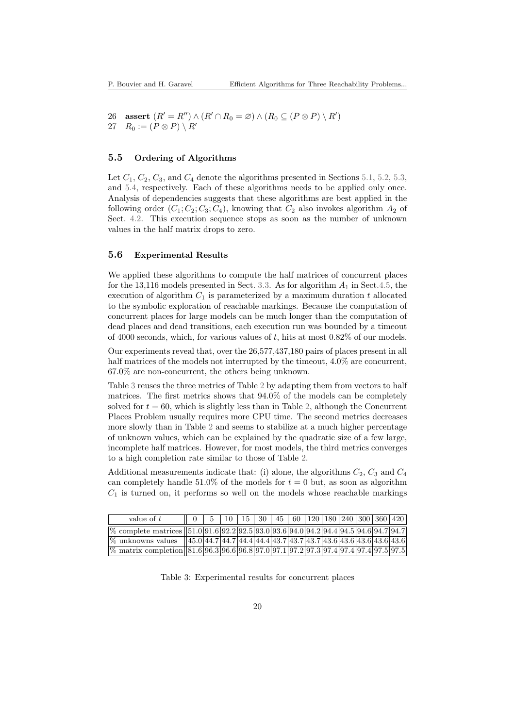26 **assert** $(R' = R'') \wedge (R' \cap R_0 = \varnothing) \wedge (R_0 \subseteq (P \otimes P) \setminus R')$
27 $R_0 := (P \otimes P) \setminus R'$

### 5.5 Ordering of Algorithms

Let $C_1$, $C_2$, $C_3$, and $C_4$ denote the algorithms presented in Sections 5.1, 5.2, 5.3, and 5.4, respectively. Each of these algorithms needs to be applied only once. Analysis of dependencies suggests that these algorithms are best applied in the following order $(C_1; C_2; C_3; C_4)$, knowing that $C_2$ also invokes algorithm $A_2$ of Sect. 4.2. This execution sequence stops as soon as the number of unknown values in the half matrix drops to zero.

### 5.6 Experimental Results

We applied these algorithms to compute the half matrices of concurrent places for the 13,116 models presented in Sect. 3.3. As for algorithm $A_1$ in Sect.4.5, the execution of algorithm $C_1$ is parameterized by a maximum duration $t$ allocated to the symbolic exploration of reachable markings. Because the computation of concurrent places for large models can be much longer than the computation of dead places and dead transitions, each execution run was bounded by a timeout of 4000 seconds, which, for various values of $t$, hits at most 0.82% of our models.

Our experiments reveal that, over the 26,577,437,180 pairs of places present in all half matrices of the models not interrupted by the timeout, 4.0% are concurrent, 67.0% are non-concurrent, the others being unknown.

Table 3 reuses the three metrics of Table 2 by adapting them from vectors to half matrices. The first metrics shows that 94.0% of the models can be completely solved for $t = 60$, which is slightly less than in Table 2, although the Concurrent Places Problem usually requires more CPU time. The second metrics decreases more slowly than in Table 2 and seems to stabilize at a much higher percentage of unknown values, which can be explained by the quadratic size of a few large, incomplete half matrices. However, for most models, the third metrics converges to a high completion rate similar to those of Table 2.

Additional measurements indicate that: (i) alone, the algorithms $C_2$, $C_3$ and $C_4$ can completely handle 51.0% of the models for $t = 0$ but, as soon as algorithm $C_1$ is turned on, it performs so well on the models whose reachable markings

| value of $t$ | 0 | 5 | 10 | 15 | 30 | 45 | 60 | 120 | 180 | 240 | 300 | 360 | 420 |
|---|---|---|---|---|---|---|---|---|---|---|---|---|---|
| % complete matrices | 51.0 | 91.6 | 92.2 | 92.5 | 93.0 | 93.6 | 94.0 | 94.2 | 94.4 | 94.5 | 94.6 | 94.7 | 94.7 |
| % unknowns values | 45.0 | 44.7 | 44.7 | 44.4 | 44.4 | 43.7 | 43.7 | 43.7 | 43.6 | 43.6 | 43.6 | 43.6 | 43.6 |
| % matrix completion | 81.6 | 96.3 | 96.6 | 96.8 | 97.0 | 97.1 | 97.2 | 97.3 | 97.4 | 97.4 | 97.4 | 97.5 | 97.5 |

Table 3: Experimental results for concurrent places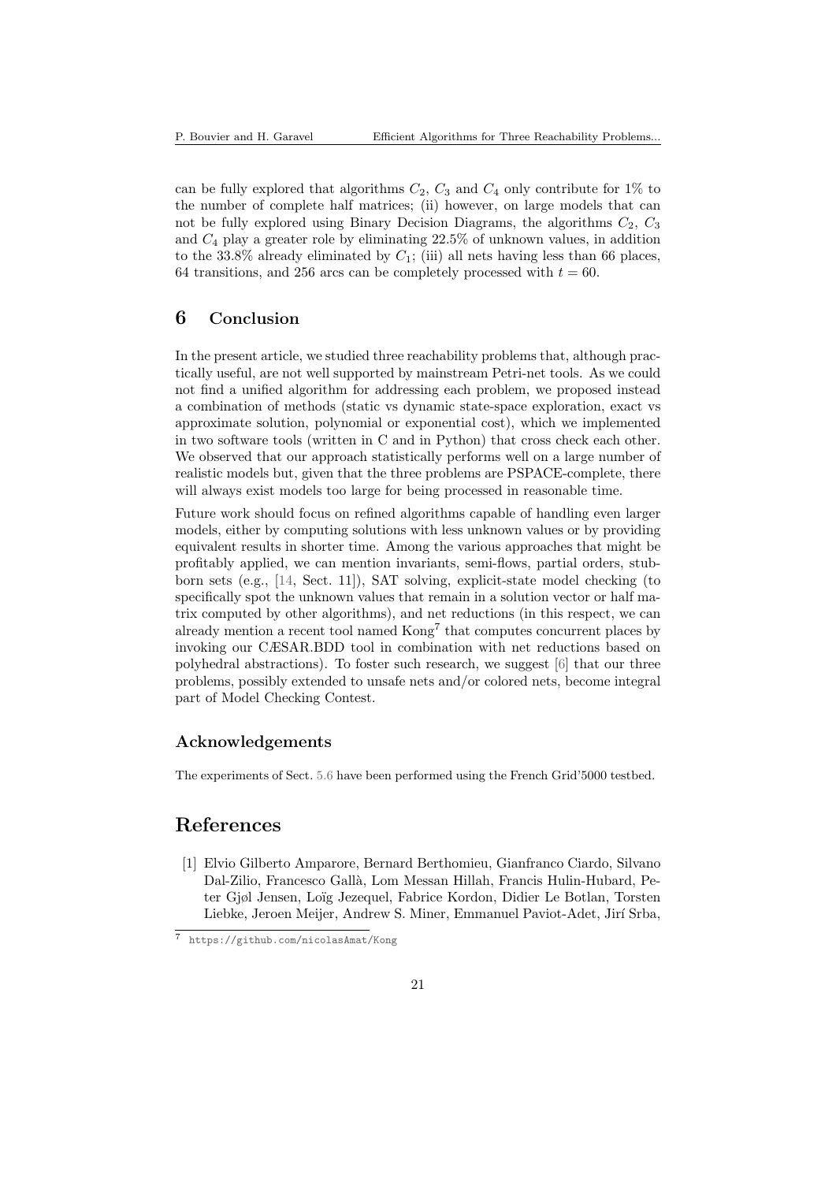can be fully explored that algorithms $C_2$, $C_3$ and $C_4$ only contribute for 1% to the number of complete half matrices; (ii) however, on large models that can not be fully explored using Binary Decision Diagrams, the algorithms $C_2$, $C_3$ and $C_4$ play a greater role by eliminating 22.5% of unknown values, in addition to the 33.8% already eliminated by $C_1$; (iii) all nets having less than 66 places, 64 transitions, and 256 arcs can be completely processed with $t = 60$.

## 6 Conclusion

In the present article, we studied three reachability problems that, although practically useful, are not well supported by mainstream Petri-net tools. As we could not find a unified algorithm for addressing each problem, we proposed instead a combination of methods (static vs dynamic state-space exploration, exact vs approximate solution, polynomial or exponential cost), which we implemented in two software tools (written in C and in Python) that cross check each other. We observed that our approach statistically performs well on a large number of realistic models but, given that the three problems are PSPACE-complete, there will always exist models too large for being processed in reasonable time.

Future work should focus on refined algorithms capable of handling even larger models, either by computing solutions with less unknown values or by providing equivalent results in shorter time. Among the various approaches that might be profitably applied, we can mention invariants, semi-flows, partial orders, stubborn sets (e.g., [14, Sect. 11]), SAT solving, explicit-state model checking (to specifically spot the unknown values that remain in a solution vector or half matrix computed by other algorithms), and net reductions (in this respect, we can already mention a recent tool named Kong[7] that computes concurrent places by invoking our CÆSAR.BDD tool in combination with net reductions based on polyhedral abstractions). To foster such research, we suggest [6] that our three problems, possibly extended to unsafe nets and/or colored nets, become integral part of Model Checking Contest.

### Acknowledgements

The experiments of Sect. 5.6 have been performed using the French Grid'5000 testbed.

# References

[1] Elvio Gilberto Amparore, Bernard Berthomieu, Gianfranco Ciardo, Silvano Dal-Zilio, Francesco Gallà, Lom Messan Hillah, Francis Hulin-Hubard, Peter Gjøl Jensen, Loïg Jezequel, Fabrice Kordon, Didier Le Botlan, Torsten Liebke, Jeroen Meijer, Andrew S. Miner, Emmanuel Paviot-Adet, Jirí Srba,

[7] https://github.com/nicolasAmat/Kong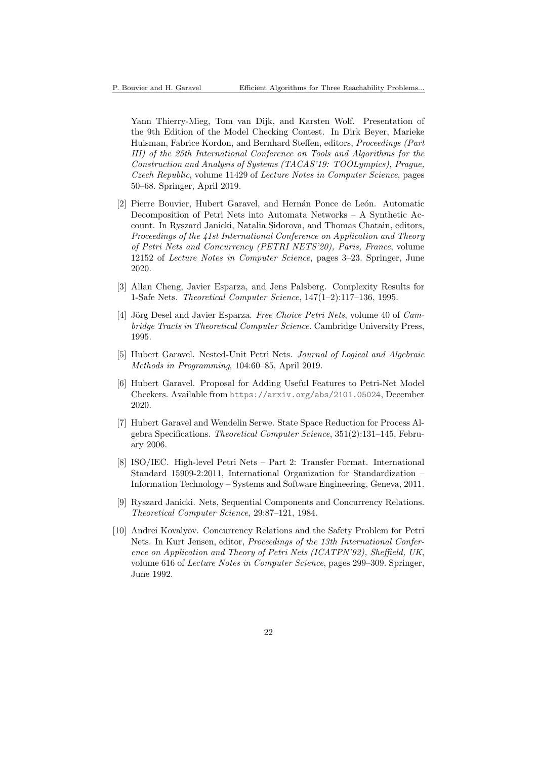Yann Thierry-Mieg, Tom van Dijk, and Karsten Wolf. Presentation of the 9th Edition of the Model Checking Contest. In Dirk Beyer, Marieke Huisman, Fabrice Kordon, and Bernhard Steffen, editors, *Proceedings (Part III) of the 25th International Conference on Tools and Algorithms for the Construction and Analysis of Systems (TACAS'19: TOOLympics), Prague, Czech Republic*, volume 11429 of *Lecture Notes in Computer Science*, pages 50–68. Springer, April 2019.

[2] Pierre Bouvier, Hubert Garavel, and Hernán Ponce de León. Automatic Decomposition of Petri Nets into Automata Networks – A Synthetic Account. In Ryszard Janicki, Natalia Sidorova, and Thomas Chatain, editors, *Proceedings of the 41st International Conference on Application and Theory of Petri Nets and Concurrency (PETRI NETS'20), Paris, France*, volume 12152 of *Lecture Notes in Computer Science*, pages 3–23. Springer, June 2020.

[3] Allan Cheng, Javier Esparza, and Jens Palsberg. Complexity Results for 1-Safe Nets. *Theoretical Computer Science*, 147(1–2):117–136, 1995.

[4] Jörg Desel and Javier Esparza. *Free Choice Petri Nets*, volume 40 of *Cambridge Tracts in Theoretical Computer Science*. Cambridge University Press, 1995.

[5] Hubert Garavel. Nested-Unit Petri Nets. *Journal of Logical and Algebraic Methods in Programming*, 104:60–85, April 2019.

[6] Hubert Garavel. Proposal for Adding Useful Features to Petri-Net Model Checkers. Available from https://arxiv.org/abs/2101.05024, December 2020.

[7] Hubert Garavel and Wendelin Serwe. State Space Reduction for Process Algebra Specifications. *Theoretical Computer Science*, 351(2):131–145, February 2006.

[8] ISO/IEC. High-level Petri Nets – Part 2: Transfer Format. International Standard 15909-2:2011, International Organization for Standardization – Information Technology – Systems and Software Engineering, Geneva, 2011.

[9] Ryszard Janicki. Nets, Sequential Components and Concurrency Relations. *Theoretical Computer Science*, 29:87–121, 1984.

[10] Andrei Kovalyov. Concurrency Relations and the Safety Problem for Petri Nets. In Kurt Jensen, editor, *Proceedings of the 13th International Conference on Application and Theory of Petri Nets (ICATPN'92), Sheffield, UK*, volume 616 of *Lecture Notes in Computer Science*, pages 299–309. Springer, June 1992.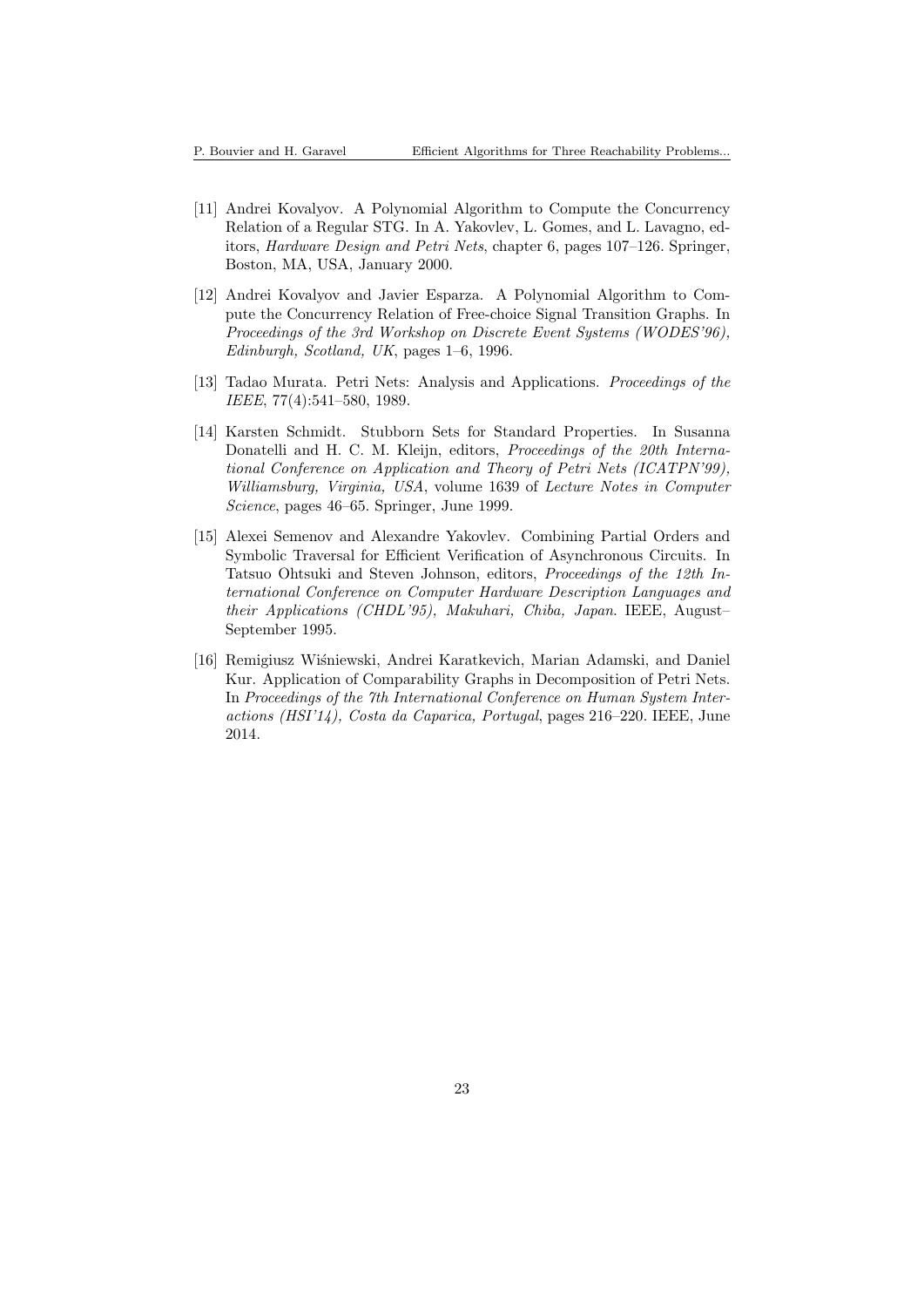[11] Andrei Kovalyov. A Polynomial Algorithm to Compute the Concurrency Relation of a Regular STG. In A. Yakovlev, L. Gomes, and L. Lavagno, editors, *Hardware Design and Petri Nets*, chapter 6, pages 107–126. Springer, Boston, MA, USA, January 2000.

[12] Andrei Kovalyov and Javier Esparza. A Polynomial Algorithm to Compute the Concurrency Relation of Free-choice Signal Transition Graphs. In *Proceedings of the 3rd Workshop on Discrete Event Systems (WODES'96), Edinburgh, Scotland, UK*, pages 1–6, 1996.

[13] Tadao Murata. Petri Nets: Analysis and Applications. *Proceedings of the IEEE*, 77(4):541–580, 1989.

[14] Karsten Schmidt. Stubborn Sets for Standard Properties. In Susanna Donatelli and H. C. M. Kleijn, editors, *Proceedings of the 20th International Conference on Application and Theory of Petri Nets (ICATPN'99), Williamsburg, Virginia, USA*, volume 1639 of *Lecture Notes in Computer Science*, pages 46–65. Springer, June 1999.

[15] Alexei Semenov and Alexandre Yakovlev. Combining Partial Orders and Symbolic Traversal for Efficient Verification of Asynchronous Circuits. In Tatsuo Ohtsuki and Steven Johnson, editors, *Proceedings of the 12th International Conference on Computer Hardware Description Languages and their Applications (CHDL'95), Makuhari, Chiba, Japan*. IEEE, August–September 1995.

[16] Remigiusz Wiśniewski, Andrei Karatkevich, Marian Adamski, and Daniel Kur. Application of Comparability Graphs in Decomposition of Petri Nets. In *Proceedings of the 7th International Conference on Human System Interactions (HSI'14), Costa da Caparica, Portugal*, pages 216–220. IEEE, June 2014.